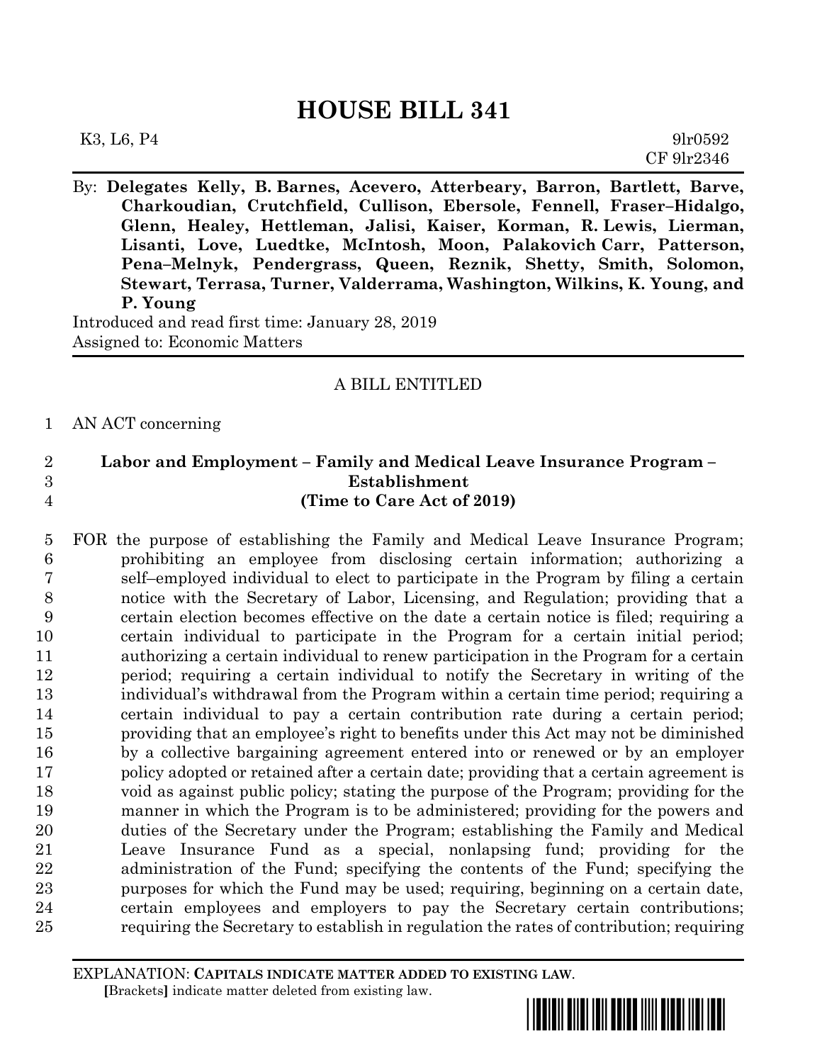# HOUSE BILL 341

K3, L6, P4 9lr0592
CF 9lr2346

By: **Delegates Kelly, B. Barnes, Acevero, Atterbeary, Barron, Bartlett, Barve, Charkoudian, Crutchfield, Cullison, Ebersole, Fennell, Fraser–Hidalgo, Glenn, Healey, Hettleman, Jalisi, Kaiser, Korman, R. Lewis, Lierman, Lisanti, Love, Luedtke, McIntosh, Moon, Palakovich Carr, Patterson, Pena–Melnyk, Pendergrass, Queen, Reznik, Shetty, Smith, Solomon, Stewart, Terrasa, Turner, Valderrama, Washington, Wilkins, K. Young, and P. Young**

Introduced and read first time: January 28, 2019
Assigned to: Economic Matters

A BILL ENTITLED

1 AN ACT concerning

2 **Labor and Employment – Family and Medical Leave Insurance Program –**
3 **Establishment**
4 **(Time to Care Act of 2019)**

5 FOR the purpose of establishing the Family and Medical Leave Insurance Program;
6 prohibiting an employee from disclosing certain information; authorizing a
7 self–employed individual to elect to participate in the Program by filing a certain
8 notice with the Secretary of Labor, Licensing, and Regulation; providing that a
9 certain election becomes effective on the date a certain notice is filed; requiring a
10 certain individual to participate in the Program for a certain initial period;
11 authorizing a certain individual to renew participation in the Program for a certain
12 period; requiring a certain individual to notify the Secretary in writing of the
13 individual's withdrawal from the Program within a certain time period; requiring a
14 certain individual to pay a certain contribution rate during a certain period;
15 providing that an employee's right to benefits under this Act may not be diminished
16 by a collective bargaining agreement entered into or renewed or by an employer
17 policy adopted or retained after a certain date; providing that a certain agreement is
18 void as against public policy; stating the purpose of the Program; providing for the
19 manner in which the Program is to be administered; providing for the powers and
20 duties of the Secretary under the Program; establishing the Family and Medical
21 Leave Insurance Fund as a special, nonlapsing fund; providing for the
22 administration of the Fund; specifying the contents of the Fund; specifying the
23 purposes for which the Fund may be used; requiring, beginning on a certain date,
24 certain employees and employers to pay the Secretary certain contributions;
25 requiring the Secretary to establish in regulation the rates of contribution; requiring

EXPLANATION: **CAPITALS INDICATE MATTER ADDED TO EXISTING LAW.**
**[**Brackets**]** indicate matter deleted from existing law.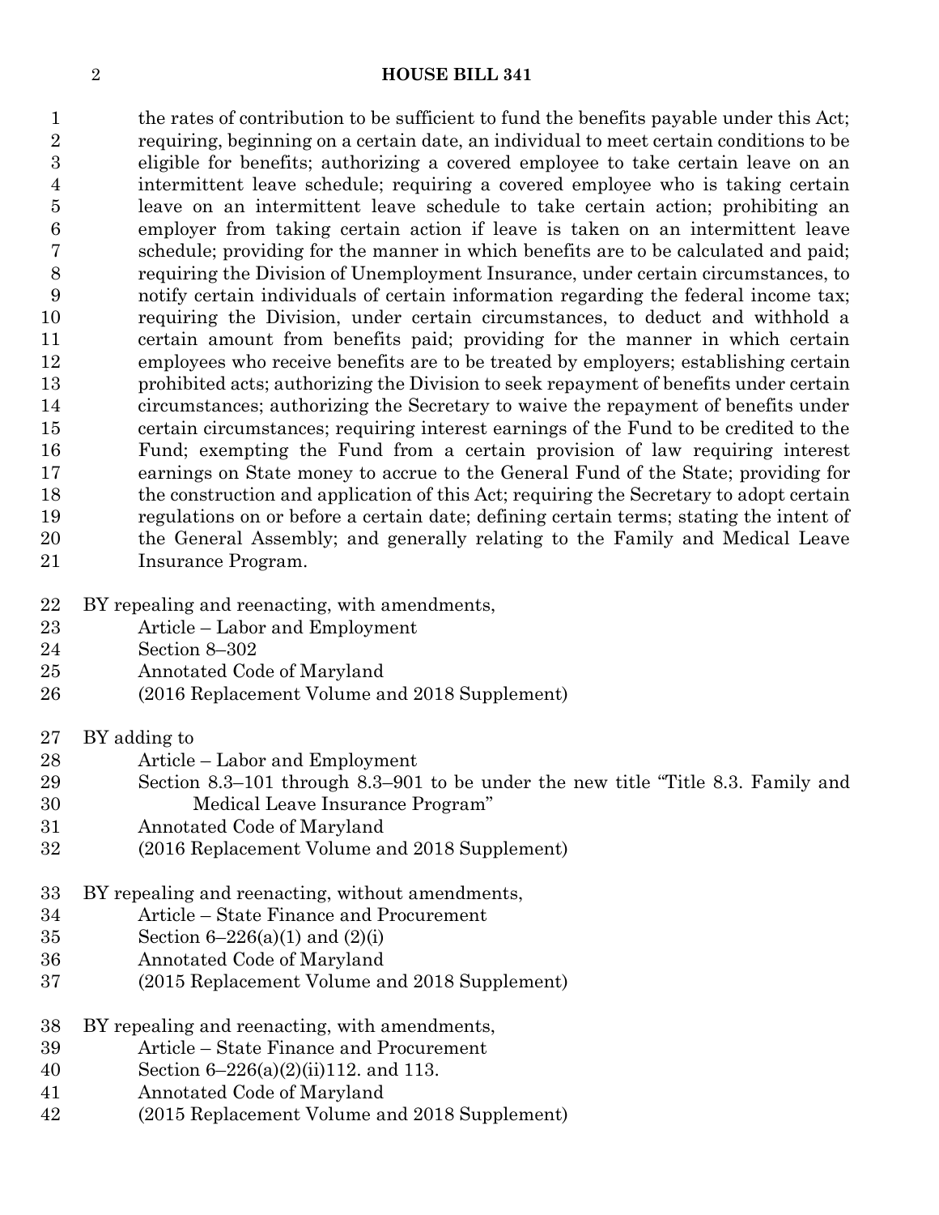the rates of contribution to be sufficient to fund the benefits payable under this Act; requiring, beginning on a certain date, an individual to meet certain conditions to be eligible for benefits; authorizing a covered employee to take certain leave on an intermittent leave schedule; requiring a covered employee who is taking certain leave on an intermittent leave schedule to take certain action; prohibiting an employer from taking certain action if leave is taken on an intermittent leave schedule; providing for the manner in which benefits are to be calculated and paid; requiring the Division of Unemployment Insurance, under certain circumstances, to notify certain individuals of certain information regarding the federal income tax; requiring the Division, under certain circumstances, to deduct and withhold a certain amount from benefits paid; providing for the manner in which certain employees who receive benefits are to be treated by employers; establishing certain prohibited acts; authorizing the Division to seek repayment of benefits under certain circumstances; authorizing the Secretary to waive the repayment of benefits under certain circumstances; requiring interest earnings of the Fund to be credited to the Fund; exempting the Fund from a certain provision of law requiring interest earnings on State money to accrue to the General Fund of the State; providing for the construction and application of this Act; requiring the Secretary to adopt certain regulations on or before a certain date; defining certain terms; stating the intent of the General Assembly; and generally relating to the Family and Medical Leave Insurance Program.

BY repealing and reenacting, with amendments,
Article – Labor and Employment
Section 8–302
Annotated Code of Maryland
(2016 Replacement Volume and 2018 Supplement)

BY adding to
Article – Labor and Employment
Section 8.3–101 through 8.3–901 to be under the new title "Title 8.3. Family and Medical Leave Insurance Program"
Annotated Code of Maryland
(2016 Replacement Volume and 2018 Supplement)

BY repealing and reenacting, without amendments,
Article – State Finance and Procurement
Section 6–226(a)(1) and (2)(i)
Annotated Code of Maryland
(2015 Replacement Volume and 2018 Supplement)

BY repealing and reenacting, with amendments,
Article – State Finance and Procurement
Section 6–226(a)(2)(ii)112. and 113.
Annotated Code of Maryland
(2015 Replacement Volume and 2018 Supplement)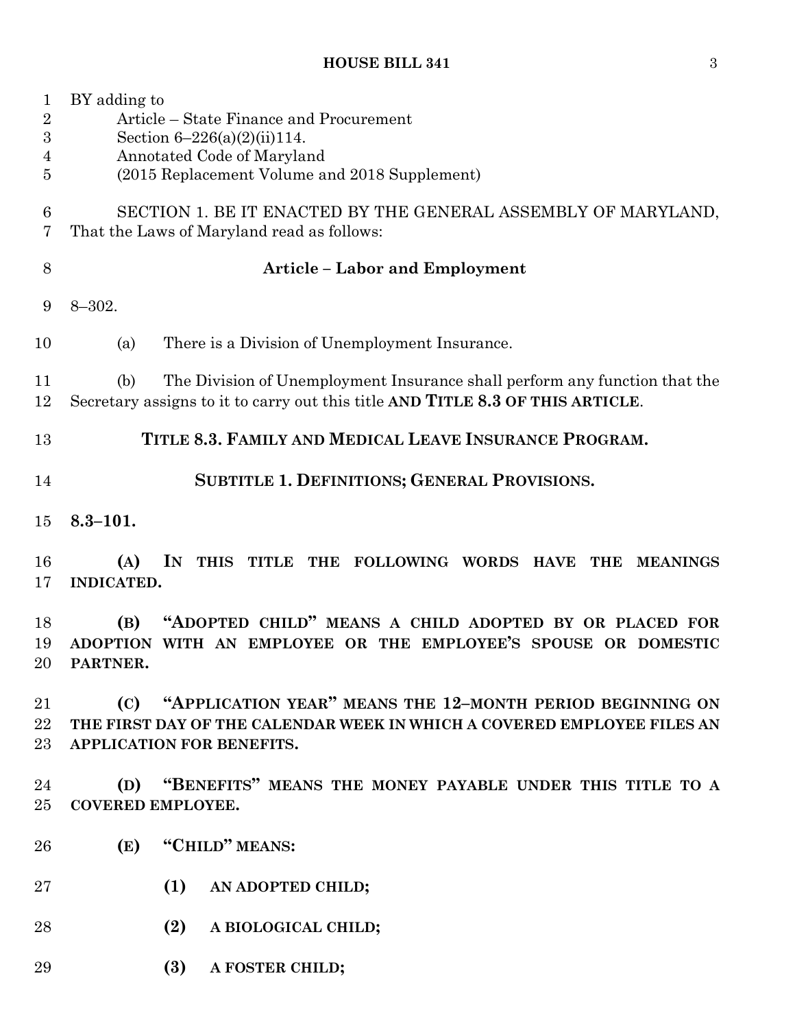BY adding to
Article – State Finance and Procurement
Section 6–226(a)(2)(ii)114.
Annotated Code of Maryland
(2015 Replacement Volume and 2018 Supplement)

SECTION 1. BE IT ENACTED BY THE GENERAL ASSEMBLY OF MARYLAND, That the Laws of Maryland read as follows:

**Article – Labor and Employment**

8–302.

(a) There is a Division of Unemployment Insurance.

(b) The Division of Unemployment Insurance shall perform any function that the Secretary assigns to it to carry out this title **AND TITLE 8.3 OF THIS ARTICLE**.

**TITLE 8.3. FAMILY AND MEDICAL LEAVE INSURANCE PROGRAM.**

**SUBTITLE 1. DEFINITIONS; GENERAL PROVISIONS.**

**8.3–101.**

**(A) IN THIS TITLE THE FOLLOWING WORDS HAVE THE MEANINGS INDICATED.**

**(B) "ADOPTED CHILD" MEANS A CHILD ADOPTED BY OR PLACED FOR ADOPTION WITH AN EMPLOYEE OR THE EMPLOYEE'S SPOUSE OR DOMESTIC PARTNER.**

**(C) "APPLICATION YEAR" MEANS THE 12–MONTH PERIOD BEGINNING ON THE FIRST DAY OF THE CALENDAR WEEK IN WHICH A COVERED EMPLOYEE FILES AN APPLICATION FOR BENEFITS.**

**(D) "BENEFITS" MEANS THE MONEY PAYABLE UNDER THIS TITLE TO A COVERED EMPLOYEE.**

**(E) "CHILD" MEANS:**

**(1) AN ADOPTED CHILD;**

**(2) A BIOLOGICAL CHILD;**

**(3) A FOSTER CHILD;**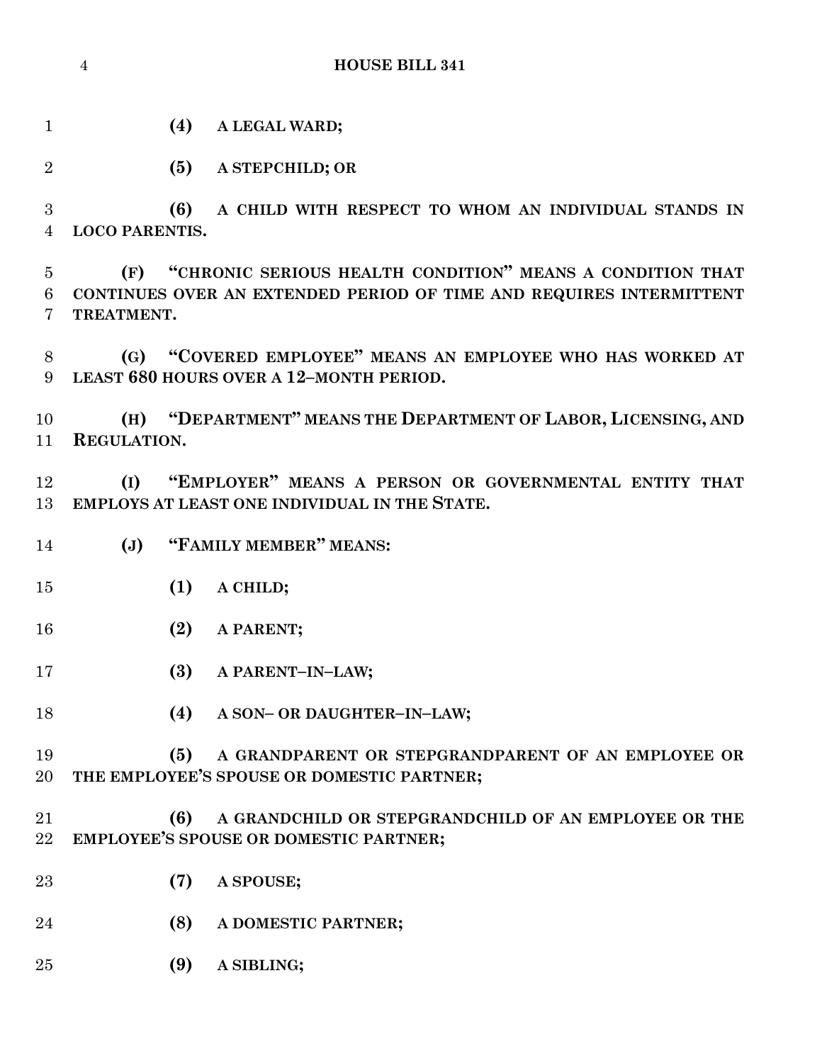**(4) A LEGAL WARD;**

**(5) A STEPCHILD; OR**

**(6) A CHILD WITH RESPECT TO WHOM AN INDIVIDUAL STANDS IN LOCO PARENTIS.**

**(F) "CHRONIC SERIOUS HEALTH CONDITION" MEANS A CONDITION THAT CONTINUES OVER AN EXTENDED PERIOD OF TIME AND REQUIRES INTERMITTENT TREATMENT.**

**(G) "COVERED EMPLOYEE" MEANS AN EMPLOYEE WHO HAS WORKED AT LEAST 680 HOURS OVER A 12–MONTH PERIOD.**

**(H) "DEPARTMENT" MEANS THE DEPARTMENT OF LABOR, LICENSING, AND REGULATION.**

**(I) "EMPLOYER" MEANS A PERSON OR GOVERNMENTAL ENTITY THAT EMPLOYS AT LEAST ONE INDIVIDUAL IN THE STATE.**

**(J) "FAMILY MEMBER" MEANS:**

**(1) A CHILD;**

**(2) A PARENT;**

**(3) A PARENT–IN–LAW;**

**(4) A SON– OR DAUGHTER–IN–LAW;**

**(5) A GRANDPARENT OR STEPGRANDPARENT OF AN EMPLOYEE OR THE EMPLOYEE'S SPOUSE OR DOMESTIC PARTNER;**

**(6) A GRANDCHILD OR STEPGRANDCHILD OF AN EMPLOYEE OR THE EMPLOYEE'S SPOUSE OR DOMESTIC PARTNER;**

**(7) A SPOUSE;**

**(8) A DOMESTIC PARTNER;**

**(9) A SIBLING;**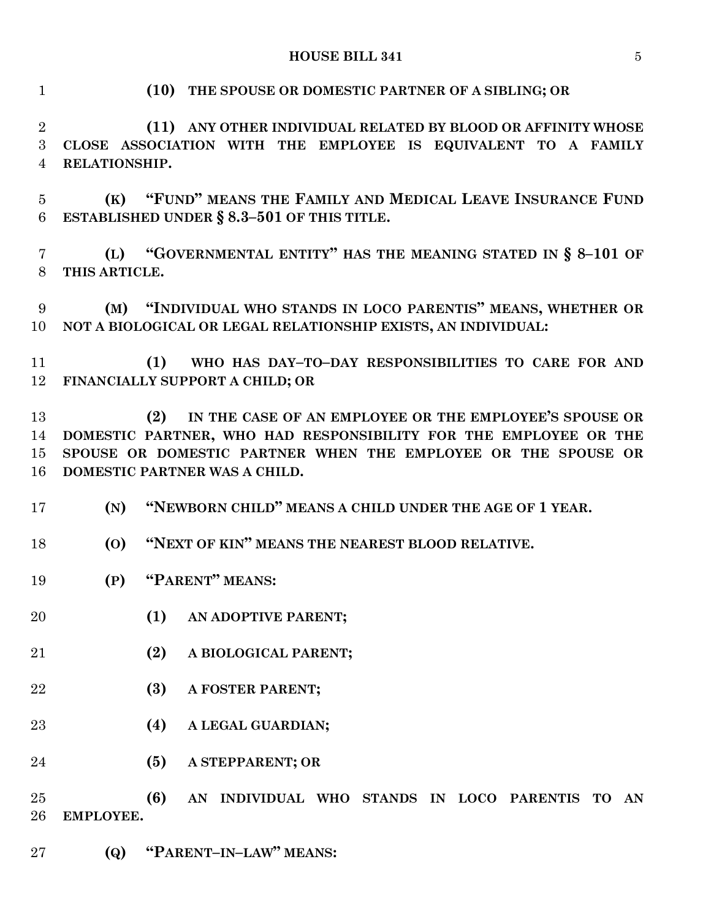**(10) THE SPOUSE OR DOMESTIC PARTNER OF A SIBLING; OR**

**(11) ANY OTHER INDIVIDUAL RELATED BY BLOOD OR AFFINITY WHOSE CLOSE ASSOCIATION WITH THE EMPLOYEE IS EQUIVALENT TO A FAMILY RELATIONSHIP.**

**(K) "FUND" MEANS THE FAMILY AND MEDICAL LEAVE INSURANCE FUND ESTABLISHED UNDER § 8.3–501 OF THIS TITLE.**

**(L) "GOVERNMENTAL ENTITY" HAS THE MEANING STATED IN § 8–101 OF THIS ARTICLE.**

**(M) "INDIVIDUAL WHO STANDS IN LOCO PARENTIS" MEANS, WHETHER OR NOT A BIOLOGICAL OR LEGAL RELATIONSHIP EXISTS, AN INDIVIDUAL:**

**(1) WHO HAS DAY–TO–DAY RESPONSIBILITIES TO CARE FOR AND FINANCIALLY SUPPORT A CHILD; OR**

**(2) IN THE CASE OF AN EMPLOYEE OR THE EMPLOYEE'S SPOUSE OR DOMESTIC PARTNER, WHO HAD RESPONSIBILITY FOR THE EMPLOYEE OR THE SPOUSE OR DOMESTIC PARTNER WHEN THE EMPLOYEE OR THE SPOUSE OR DOMESTIC PARTNER WAS A CHILD.**

**(N) "NEWBORN CHILD" MEANS A CHILD UNDER THE AGE OF 1 YEAR.**

**(O) "NEXT OF KIN" MEANS THE NEAREST BLOOD RELATIVE.**

**(P) "PARENT" MEANS:**

**(1) AN ADOPTIVE PARENT;**

**(2) A BIOLOGICAL PARENT;**

**(3) A FOSTER PARENT;**

**(4) A LEGAL GUARDIAN;**

**(5) A STEPPARENT; OR**

**(6) AN INDIVIDUAL WHO STANDS IN LOCO PARENTIS TO AN EMPLOYEE.**

**(Q) "PARENT–IN–LAW" MEANS:**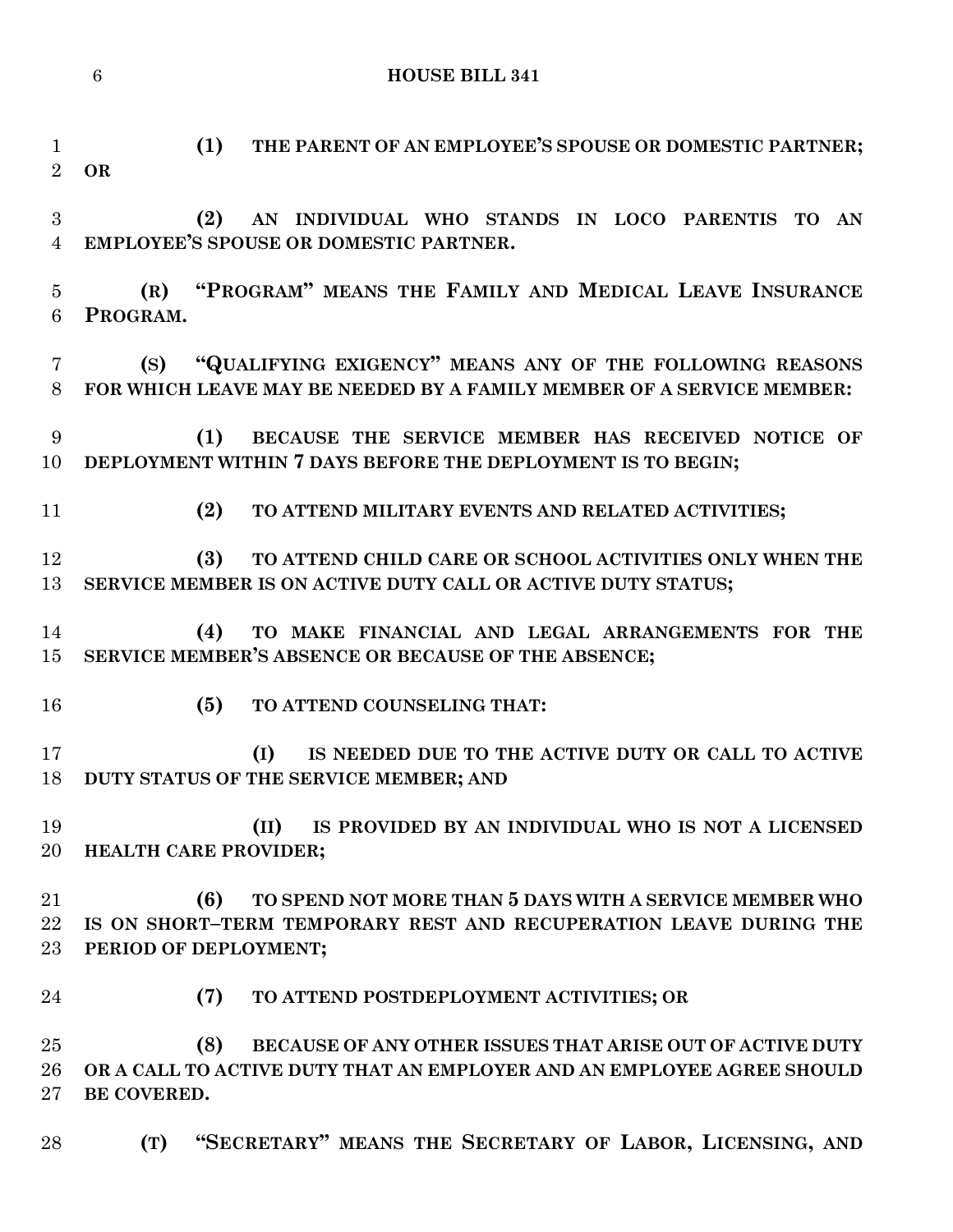**(1) THE PARENT OF AN EMPLOYEE'S SPOUSE OR DOMESTIC PARTNER; OR**

**(2) AN INDIVIDUAL WHO STANDS IN LOCO PARENTIS TO AN EMPLOYEE'S SPOUSE OR DOMESTIC PARTNER.**

**(R) "PROGRAM" MEANS THE FAMILY AND MEDICAL LEAVE INSURANCE PROGRAM.**

**(S) "QUALIFYING EXIGENCY" MEANS ANY OF THE FOLLOWING REASONS FOR WHICH LEAVE MAY BE NEEDED BY A FAMILY MEMBER OF A SERVICE MEMBER:**

**(1) BECAUSE THE SERVICE MEMBER HAS RECEIVED NOTICE OF DEPLOYMENT WITHIN 7 DAYS BEFORE THE DEPLOYMENT IS TO BEGIN;**

**(2) TO ATTEND MILITARY EVENTS AND RELATED ACTIVITIES;**

**(3) TO ATTEND CHILD CARE OR SCHOOL ACTIVITIES ONLY WHEN THE SERVICE MEMBER IS ON ACTIVE DUTY CALL OR ACTIVE DUTY STATUS;**

**(4) TO MAKE FINANCIAL AND LEGAL ARRANGEMENTS FOR THE SERVICE MEMBER'S ABSENCE OR BECAUSE OF THE ABSENCE;**

**(5) TO ATTEND COUNSELING THAT:**

**(I) IS NEEDED DUE TO THE ACTIVE DUTY OR CALL TO ACTIVE DUTY STATUS OF THE SERVICE MEMBER; AND**

**(II) IS PROVIDED BY AN INDIVIDUAL WHO IS NOT A LICENSED HEALTH CARE PROVIDER;**

**(6) TO SPEND NOT MORE THAN 5 DAYS WITH A SERVICE MEMBER WHO IS ON SHORT–TERM TEMPORARY REST AND RECUPERATION LEAVE DURING THE PERIOD OF DEPLOYMENT;**

**(7) TO ATTEND POSTDEPLOYMENT ACTIVITIES; OR**

**(8) BECAUSE OF ANY OTHER ISSUES THAT ARISE OUT OF ACTIVE DUTY OR A CALL TO ACTIVE DUTY THAT AN EMPLOYER AND AN EMPLOYEE AGREE SHOULD BE COVERED.**

**(T) "SECRETARY" MEANS THE SECRETARY OF LABOR, LICENSING, AND**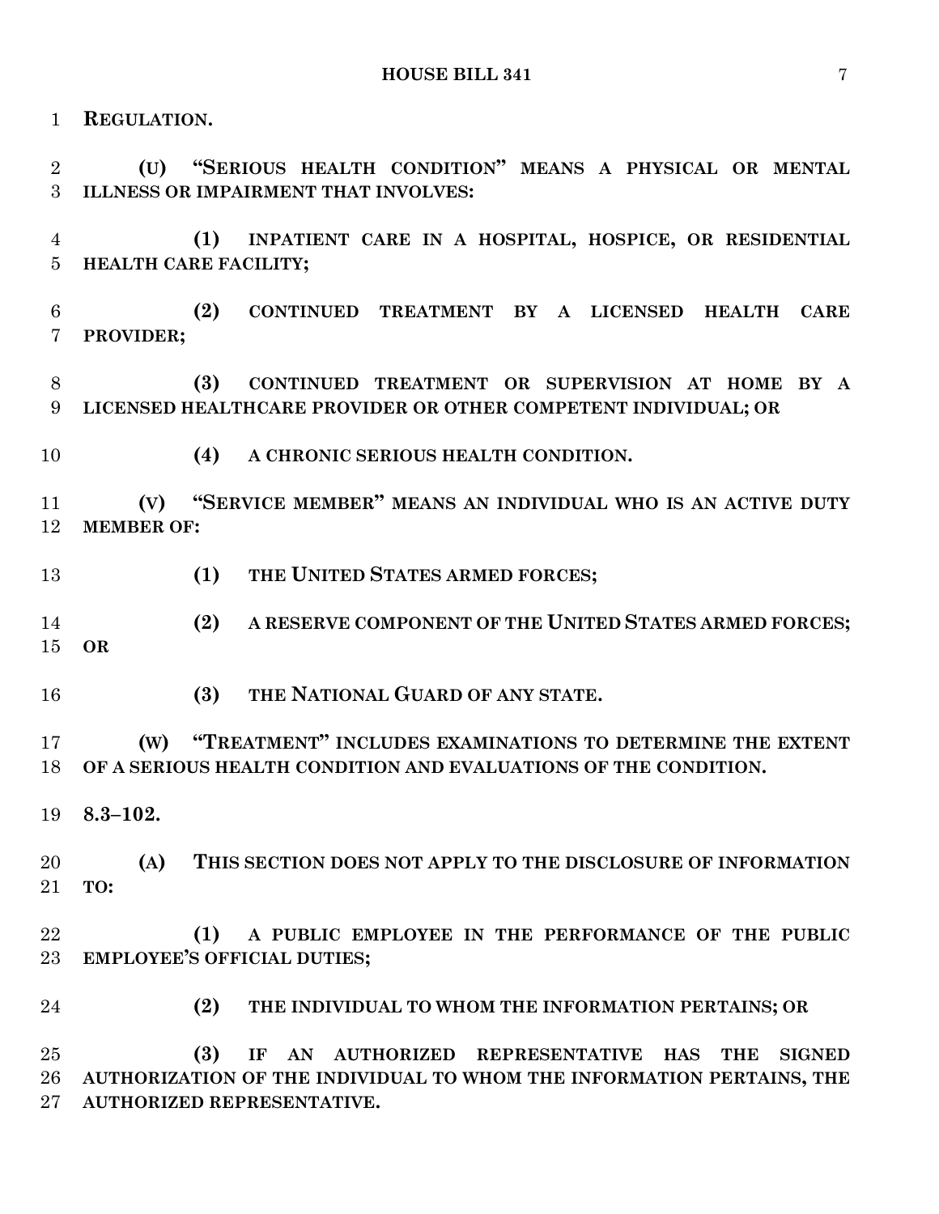**REGULATION.**

**(U) "SERIOUS HEALTH CONDITION" MEANS A PHYSICAL OR MENTAL ILLNESS OR IMPAIRMENT THAT INVOLVES:**

**(1) INPATIENT CARE IN A HOSPITAL, HOSPICE, OR RESIDENTIAL HEALTH CARE FACILITY;**

**(2) CONTINUED TREATMENT BY A LICENSED HEALTH CARE PROVIDER;**

**(3) CONTINUED TREATMENT OR SUPERVISION AT HOME BY A LICENSED HEALTHCARE PROVIDER OR OTHER COMPETENT INDIVIDUAL; OR**

**(4) A CHRONIC SERIOUS HEALTH CONDITION.**

**(V) "SERVICE MEMBER" MEANS AN INDIVIDUAL WHO IS AN ACTIVE DUTY MEMBER OF:**

**(1) THE UNITED STATES ARMED FORCES;**

**(2) A RESERVE COMPONENT OF THE UNITED STATES ARMED FORCES; OR**

**(3) THE NATIONAL GUARD OF ANY STATE.**

**(W) "TREATMENT" INCLUDES EXAMINATIONS TO DETERMINE THE EXTENT OF A SERIOUS HEALTH CONDITION AND EVALUATIONS OF THE CONDITION.**

**8.3–102.**

**(A) THIS SECTION DOES NOT APPLY TO THE DISCLOSURE OF INFORMATION TO:**

**(1) A PUBLIC EMPLOYEE IN THE PERFORMANCE OF THE PUBLIC EMPLOYEE'S OFFICIAL DUTIES;**

**(2) THE INDIVIDUAL TO WHOM THE INFORMATION PERTAINS; OR**

**(3) IF AN AUTHORIZED REPRESENTATIVE HAS THE SIGNED AUTHORIZATION OF THE INDIVIDUAL TO WHOM THE INFORMATION PERTAINS, THE AUTHORIZED REPRESENTATIVE.**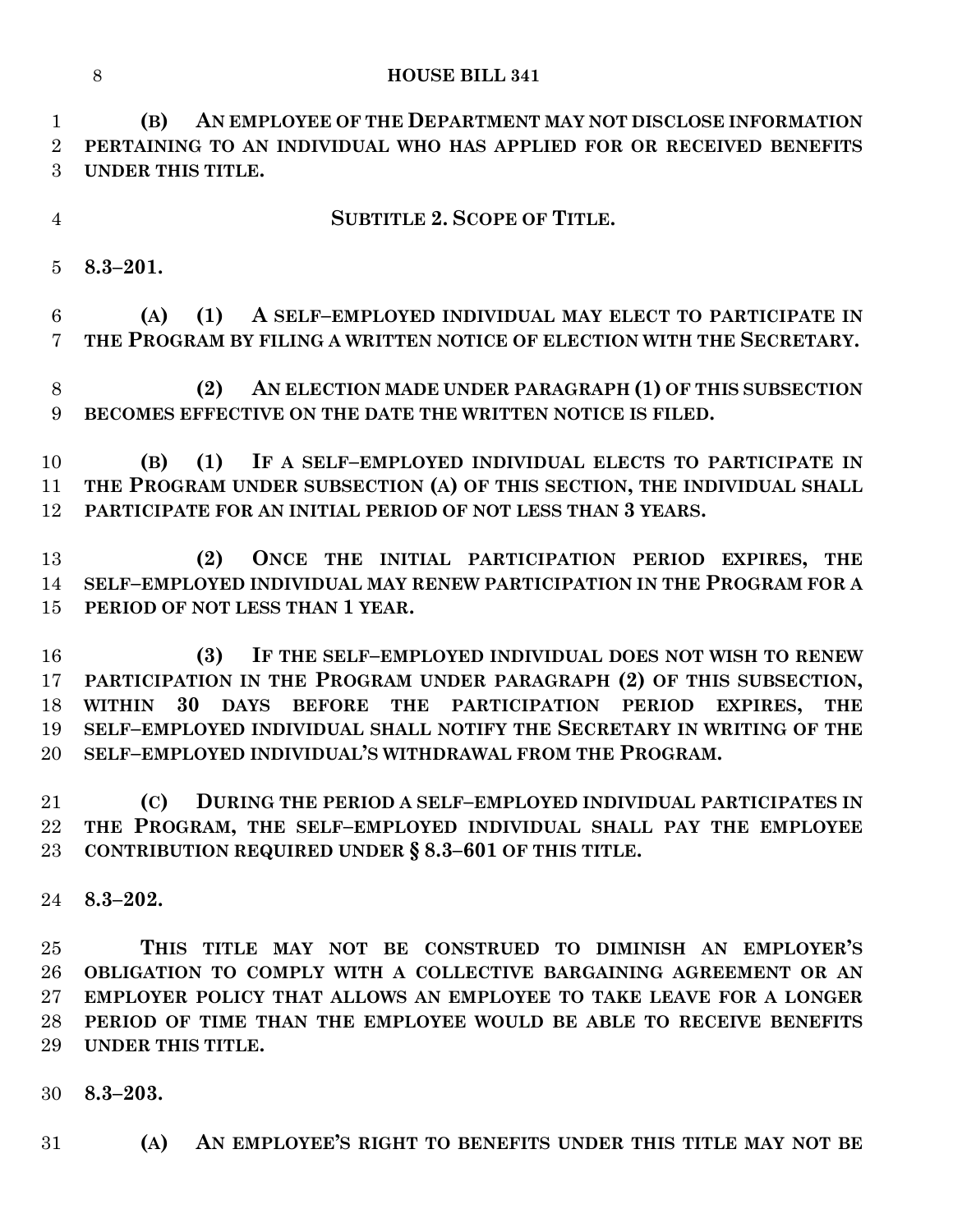**(B) AN EMPLOYEE OF THE DEPARTMENT MAY NOT DISCLOSE INFORMATION PERTAINING TO AN INDIVIDUAL WHO HAS APPLIED FOR OR RECEIVED BENEFITS UNDER THIS TITLE.**

**SUBTITLE 2. SCOPE OF TITLE.**

**8.3–201.**

**(A) (1) A SELF–EMPLOYED INDIVIDUAL MAY ELECT TO PARTICIPATE IN THE PROGRAM BY FILING A WRITTEN NOTICE OF ELECTION WITH THE SECRETARY.**

**(2) AN ELECTION MADE UNDER PARAGRAPH (1) OF THIS SUBSECTION BECOMES EFFECTIVE ON THE DATE THE WRITTEN NOTICE IS FILED.**

**(B) (1) IF A SELF–EMPLOYED INDIVIDUAL ELECTS TO PARTICIPATE IN THE PROGRAM UNDER SUBSECTION (A) OF THIS SECTION, THE INDIVIDUAL SHALL PARTICIPATE FOR AN INITIAL PERIOD OF NOT LESS THAN 3 YEARS.**

**(2) ONCE THE INITIAL PARTICIPATION PERIOD EXPIRES, THE SELF–EMPLOYED INDIVIDUAL MAY RENEW PARTICIPATION IN THE PROGRAM FOR A PERIOD OF NOT LESS THAN 1 YEAR.**

**(3) IF THE SELF–EMPLOYED INDIVIDUAL DOES NOT WISH TO RENEW PARTICIPATION IN THE PROGRAM UNDER PARAGRAPH (2) OF THIS SUBSECTION, WITHIN 30 DAYS BEFORE THE PARTICIPATION PERIOD EXPIRES, THE SELF–EMPLOYED INDIVIDUAL SHALL NOTIFY THE SECRETARY IN WRITING OF THE SELF–EMPLOYED INDIVIDUAL'S WITHDRAWAL FROM THE PROGRAM.**

**(C) DURING THE PERIOD A SELF–EMPLOYED INDIVIDUAL PARTICIPATES IN THE PROGRAM, THE SELF–EMPLOYED INDIVIDUAL SHALL PAY THE EMPLOYEE CONTRIBUTION REQUIRED UNDER § 8.3–601 OF THIS TITLE.**

**8.3–202.**

**THIS TITLE MAY NOT BE CONSTRUED TO DIMINISH AN EMPLOYER'S OBLIGATION TO COMPLY WITH A COLLECTIVE BARGAINING AGREEMENT OR AN EMPLOYER POLICY THAT ALLOWS AN EMPLOYEE TO TAKE LEAVE FOR A LONGER PERIOD OF TIME THAN THE EMPLOYEE WOULD BE ABLE TO RECEIVE BENEFITS UNDER THIS TITLE.**

**8.3–203.**

**(A) AN EMPLOYEE'S RIGHT TO BENEFITS UNDER THIS TITLE MAY NOT BE**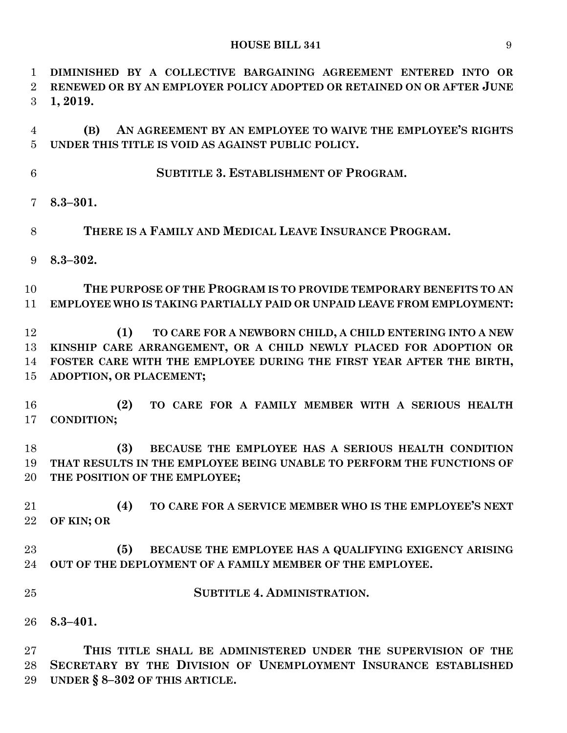**DIMINISHED BY A COLLECTIVE BARGAINING AGREEMENT ENTERED INTO OR RENEWED OR BY AN EMPLOYER POLICY ADOPTED OR RETAINED ON OR AFTER JUNE 1, 2019.**

**(B) AN AGREEMENT BY AN EMPLOYEE TO WAIVE THE EMPLOYEE'S RIGHTS UNDER THIS TITLE IS VOID AS AGAINST PUBLIC POLICY.**

**SUBTITLE 3. ESTABLISHMENT OF PROGRAM.**

**8.3–301.**

**THERE IS A FAMILY AND MEDICAL LEAVE INSURANCE PROGRAM.**

**8.3–302.**

**THE PURPOSE OF THE PROGRAM IS TO PROVIDE TEMPORARY BENEFITS TO AN EMPLOYEE WHO IS TAKING PARTIALLY PAID OR UNPAID LEAVE FROM EMPLOYMENT:**

**(1) TO CARE FOR A NEWBORN CHILD, A CHILD ENTERING INTO A NEW KINSHIP CARE ARRANGEMENT, OR A CHILD NEWLY PLACED FOR ADOPTION OR FOSTER CARE WITH THE EMPLOYEE DURING THE FIRST YEAR AFTER THE BIRTH, ADOPTION, OR PLACEMENT;**

**(2) TO CARE FOR A FAMILY MEMBER WITH A SERIOUS HEALTH CONDITION;**

**(3) BECAUSE THE EMPLOYEE HAS A SERIOUS HEALTH CONDITION THAT RESULTS IN THE EMPLOYEE BEING UNABLE TO PERFORM THE FUNCTIONS OF THE POSITION OF THE EMPLOYEE;**

**(4) TO CARE FOR A SERVICE MEMBER WHO IS THE EMPLOYEE'S NEXT OF KIN; OR**

**(5) BECAUSE THE EMPLOYEE HAS A QUALIFYING EXIGENCY ARISING OUT OF THE DEPLOYMENT OF A FAMILY MEMBER OF THE EMPLOYEE.**

**SUBTITLE 4. ADMINISTRATION.**

**8.3–401.**

**THIS TITLE SHALL BE ADMINISTERED UNDER THE SUPERVISION OF THE SECRETARY BY THE DIVISION OF UNEMPLOYMENT INSURANCE ESTABLISHED UNDER § 8–302 OF THIS ARTICLE.**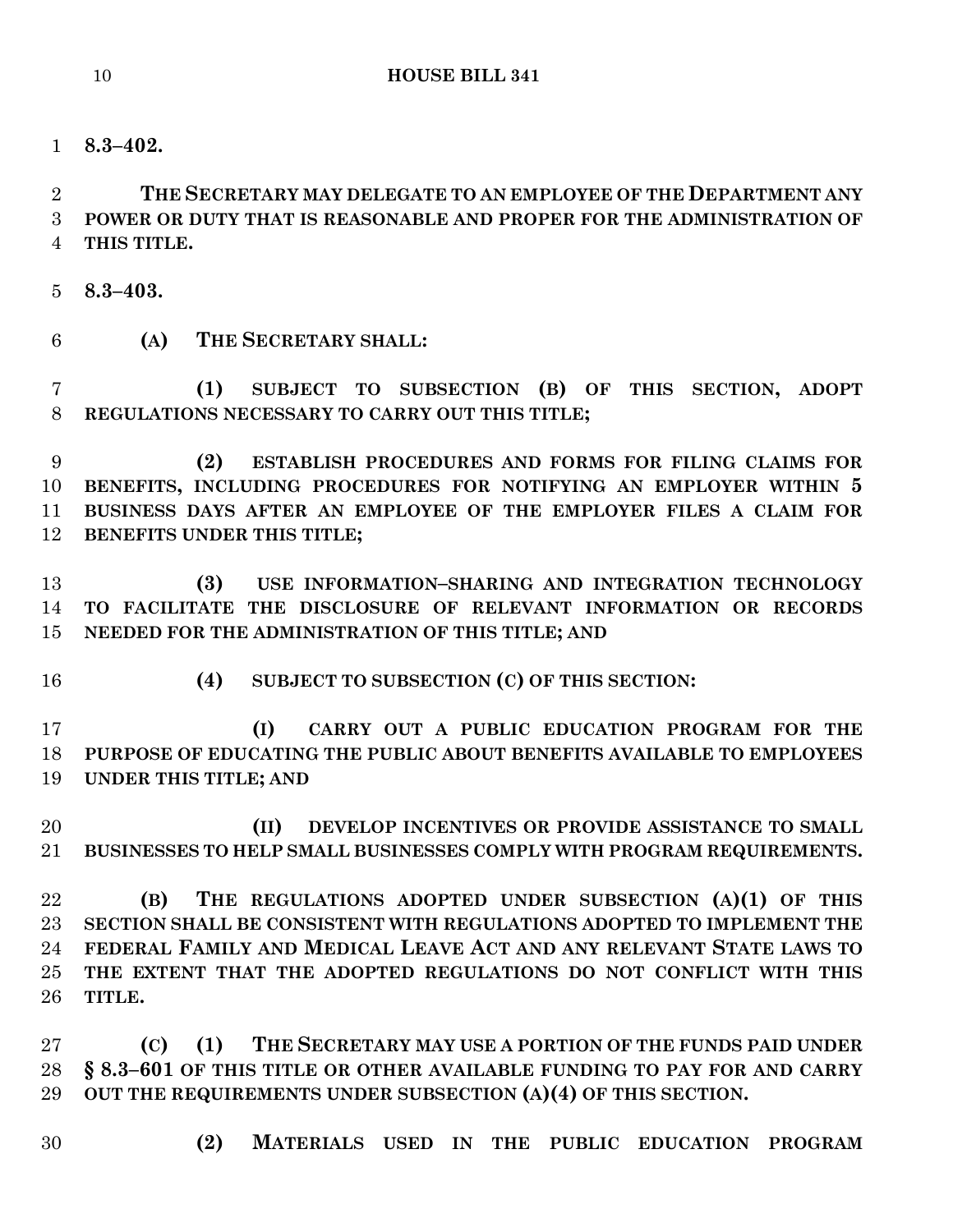**8.3–402.**

**THE SECRETARY MAY DELEGATE TO AN EMPLOYEE OF THE DEPARTMENT ANY POWER OR DUTY THAT IS REASONABLE AND PROPER FOR THE ADMINISTRATION OF THIS TITLE.**

**8.3–403.**

**(A) THE SECRETARY SHALL:**

**(1) SUBJECT TO SUBSECTION (B) OF THIS SECTION, ADOPT REGULATIONS NECESSARY TO CARRY OUT THIS TITLE;**

**(2) ESTABLISH PROCEDURES AND FORMS FOR FILING CLAIMS FOR BENEFITS, INCLUDING PROCEDURES FOR NOTIFYING AN EMPLOYER WITHIN 5 BUSINESS DAYS AFTER AN EMPLOYEE OF THE EMPLOYER FILES A CLAIM FOR BENEFITS UNDER THIS TITLE;**

**(3) USE INFORMATION–SHARING AND INTEGRATION TECHNOLOGY TO FACILITATE THE DISCLOSURE OF RELEVANT INFORMATION OR RECORDS NEEDED FOR THE ADMINISTRATION OF THIS TITLE; AND**

**(4) SUBJECT TO SUBSECTION (C) OF THIS SECTION:**

**(I) CARRY OUT A PUBLIC EDUCATION PROGRAM FOR THE PURPOSE OF EDUCATING THE PUBLIC ABOUT BENEFITS AVAILABLE TO EMPLOYEES UNDER THIS TITLE; AND**

**(II) DEVELOP INCENTIVES OR PROVIDE ASSISTANCE TO SMALL BUSINESSES TO HELP SMALL BUSINESSES COMPLY WITH PROGRAM REQUIREMENTS.**

**(B) THE REGULATIONS ADOPTED UNDER SUBSECTION (A)(1) OF THIS SECTION SHALL BE CONSISTENT WITH REGULATIONS ADOPTED TO IMPLEMENT THE FEDERAL FAMILY AND MEDICAL LEAVE ACT AND ANY RELEVANT STATE LAWS TO THE EXTENT THAT THE ADOPTED REGULATIONS DO NOT CONFLICT WITH THIS TITLE.**

**(C) (1) THE SECRETARY MAY USE A PORTION OF THE FUNDS PAID UNDER § 8.3–601 OF THIS TITLE OR OTHER AVAILABLE FUNDING TO PAY FOR AND CARRY OUT THE REQUIREMENTS UNDER SUBSECTION (A)(4) OF THIS SECTION.**

**(2) MATERIALS USED IN THE PUBLIC EDUCATION PROGRAM**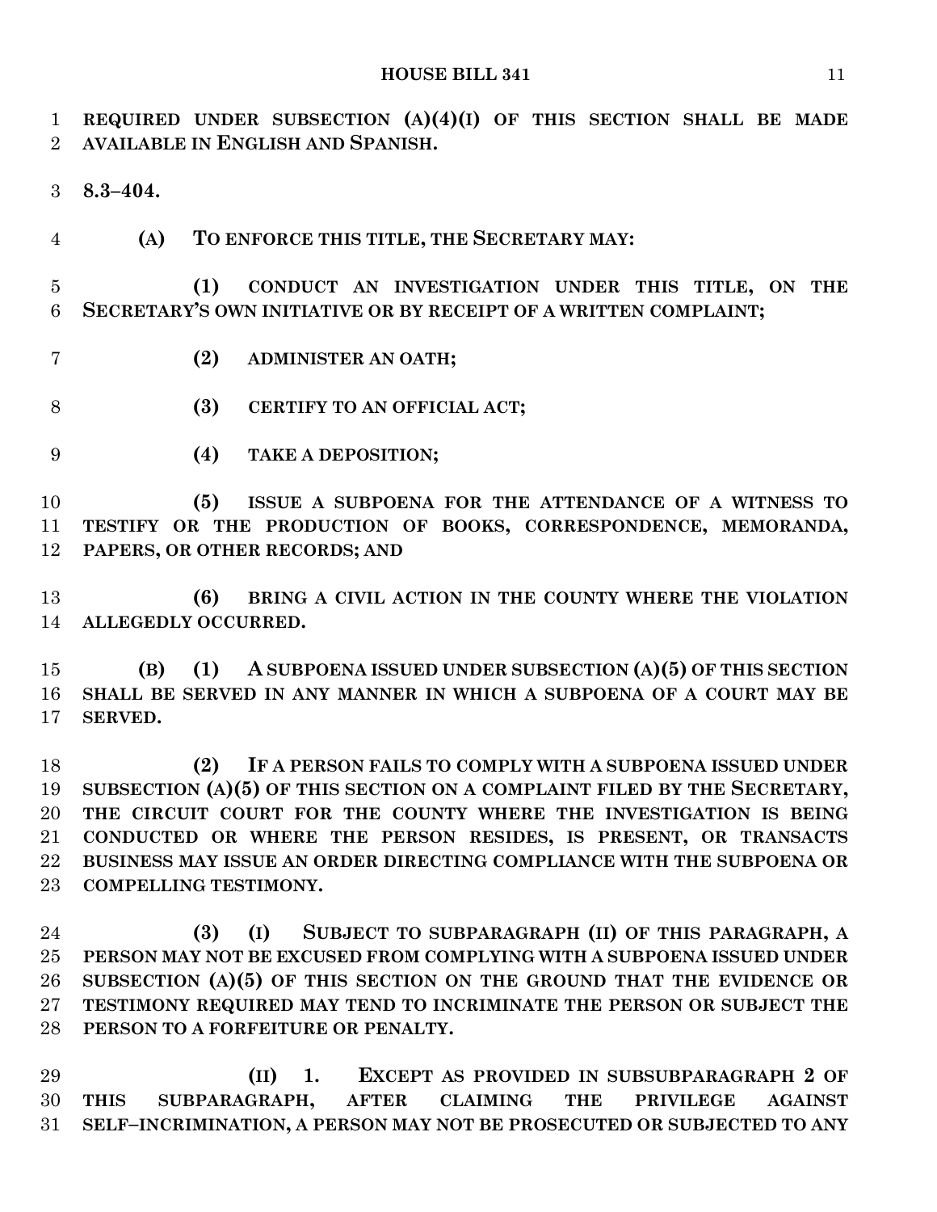**REQUIRED UNDER SUBSECTION (A)(4)(I) OF THIS SECTION SHALL BE MADE AVAILABLE IN ENGLISH AND SPANISH.**

**8.3–404.**

**(A) TO ENFORCE THIS TITLE, THE SECRETARY MAY:**

**(1) CONDUCT AN INVESTIGATION UNDER THIS TITLE, ON THE SECRETARY'S OWN INITIATIVE OR BY RECEIPT OF A WRITTEN COMPLAINT;**

**(2) ADMINISTER AN OATH;**

**(3) CERTIFY TO AN OFFICIAL ACT;**

**(4) TAKE A DEPOSITION;**

**(5) ISSUE A SUBPOENA FOR THE ATTENDANCE OF A WITNESS TO TESTIFY OR THE PRODUCTION OF BOOKS, CORRESPONDENCE, MEMORANDA, PAPERS, OR OTHER RECORDS; AND**

**(6) BRING A CIVIL ACTION IN THE COUNTY WHERE THE VIOLATION ALLEGEDLY OCCURRED.**

**(B) (1) A SUBPOENA ISSUED UNDER SUBSECTION (A)(5) OF THIS SECTION SHALL BE SERVED IN ANY MANNER IN WHICH A SUBPOENA OF A COURT MAY BE SERVED.**

**(2) IF A PERSON FAILS TO COMPLY WITH A SUBPOENA ISSUED UNDER SUBSECTION (A)(5) OF THIS SECTION ON A COMPLAINT FILED BY THE SECRETARY, THE CIRCUIT COURT FOR THE COUNTY WHERE THE INVESTIGATION IS BEING CONDUCTED OR WHERE THE PERSON RESIDES, IS PRESENT, OR TRANSACTS BUSINESS MAY ISSUE AN ORDER DIRECTING COMPLIANCE WITH THE SUBPOENA OR COMPELLING TESTIMONY.**

**(3) (I) SUBJECT TO SUBPARAGRAPH (II) OF THIS PARAGRAPH, A PERSON MAY NOT BE EXCUSED FROM COMPLYING WITH A SUBPOENA ISSUED UNDER SUBSECTION (A)(5) OF THIS SECTION ON THE GROUND THAT THE EVIDENCE OR TESTIMONY REQUIRED MAY TEND TO INCRIMINATE THE PERSON OR SUBJECT THE PERSON TO A FORFEITURE OR PENALTY.**

**(II) 1. EXCEPT AS PROVIDED IN SUBSUBPARAGRAPH 2 OF THIS SUBPARAGRAPH, AFTER CLAIMING THE PRIVILEGE AGAINST SELF–INCRIMINATION, A PERSON MAY NOT BE PROSECUTED OR SUBJECTED TO ANY**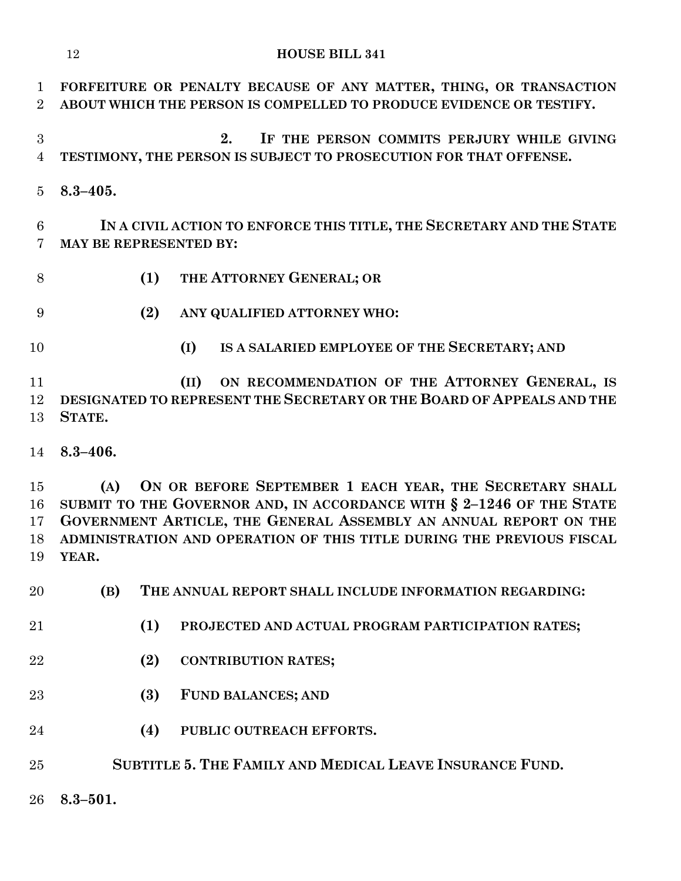**FORFEITURE OR PENALTY BECAUSE OF ANY MATTER, THING, OR TRANSACTION ABOUT WHICH THE PERSON IS COMPELLED TO PRODUCE EVIDENCE OR TESTIFY.**

**2. IF THE PERSON COMMITS PERJURY WHILE GIVING TESTIMONY, THE PERSON IS SUBJECT TO PROSECUTION FOR THAT OFFENSE.**

**8.3–405.**

**IN A CIVIL ACTION TO ENFORCE THIS TITLE, THE SECRETARY AND THE STATE MAY BE REPRESENTED BY:**

**(1) THE ATTORNEY GENERAL; OR**

**(2) ANY QUALIFIED ATTORNEY WHO:**

**(I) IS A SALARIED EMPLOYEE OF THE SECRETARY; AND**

**(II) ON RECOMMENDATION OF THE ATTORNEY GENERAL, IS DESIGNATED TO REPRESENT THE SECRETARY OR THE BOARD OF APPEALS AND THE STATE.**

**8.3–406.**

**(A) ON OR BEFORE SEPTEMBER 1 EACH YEAR, THE SECRETARY SHALL SUBMIT TO THE GOVERNOR AND, IN ACCORDANCE WITH § 2–1246 OF THE STATE GOVERNMENT ARTICLE, THE GENERAL ASSEMBLY AN ANNUAL REPORT ON THE ADMINISTRATION AND OPERATION OF THIS TITLE DURING THE PREVIOUS FISCAL YEAR.**

**(B) THE ANNUAL REPORT SHALL INCLUDE INFORMATION REGARDING:**

**(1) PROJECTED AND ACTUAL PROGRAM PARTICIPATION RATES;**

**(2) CONTRIBUTION RATES;**

**(3) FUND BALANCES; AND**

**(4) PUBLIC OUTREACH EFFORTS.**

**SUBTITLE 5. THE FAMILY AND MEDICAL LEAVE INSURANCE FUND.**

**8.3–501.**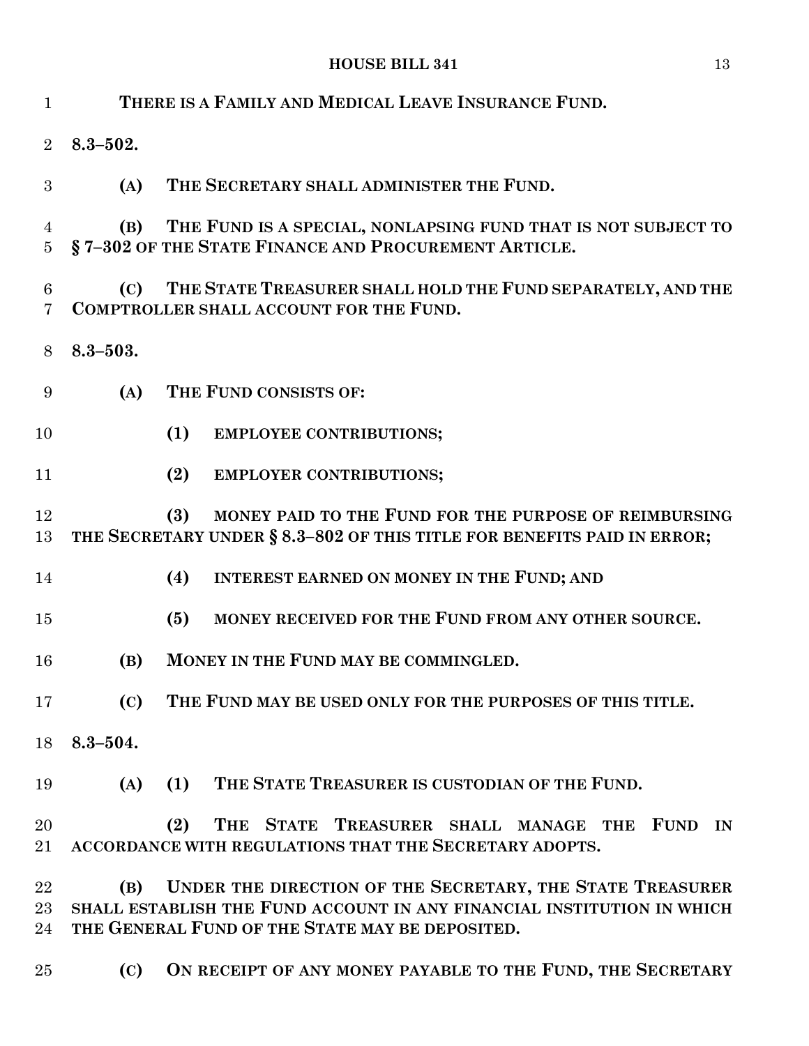**THERE IS A FAMILY AND MEDICAL LEAVE INSURANCE FUND.**

**8.3–502.**

**(A) THE SECRETARY SHALL ADMINISTER THE FUND.**

**(B) THE FUND IS A SPECIAL, NONLAPSING FUND THAT IS NOT SUBJECT TO § 7–302 OF THE STATE FINANCE AND PROCUREMENT ARTICLE.**

**(C) THE STATE TREASURER SHALL HOLD THE FUND SEPARATELY, AND THE COMPTROLLER SHALL ACCOUNT FOR THE FUND.**

**8.3–503.**

**(A) THE FUND CONSISTS OF:**

**(1) EMPLOYEE CONTRIBUTIONS;**

**(2) EMPLOYER CONTRIBUTIONS;**

**(3) MONEY PAID TO THE FUND FOR THE PURPOSE OF REIMBURSING THE SECRETARY UNDER § 8.3–802 OF THIS TITLE FOR BENEFITS PAID IN ERROR;**

**(4) INTEREST EARNED ON MONEY IN THE FUND; AND**

**(5) MONEY RECEIVED FOR THE FUND FROM ANY OTHER SOURCE.**

**(B) MONEY IN THE FUND MAY BE COMMINGLED.**

**(C) THE FUND MAY BE USED ONLY FOR THE PURPOSES OF THIS TITLE.**

**8.3–504.**

**(A) (1) THE STATE TREASURER IS CUSTODIAN OF THE FUND.**

**(2) THE STATE TREASURER SHALL MANAGE THE FUND IN ACCORDANCE WITH REGULATIONS THAT THE SECRETARY ADOPTS.**

**(B) UNDER THE DIRECTION OF THE SECRETARY, THE STATE TREASURER SHALL ESTABLISH THE FUND ACCOUNT IN ANY FINANCIAL INSTITUTION IN WHICH THE GENERAL FUND OF THE STATE MAY BE DEPOSITED.**

**(C) ON RECEIPT OF ANY MONEY PAYABLE TO THE FUND, THE SECRETARY**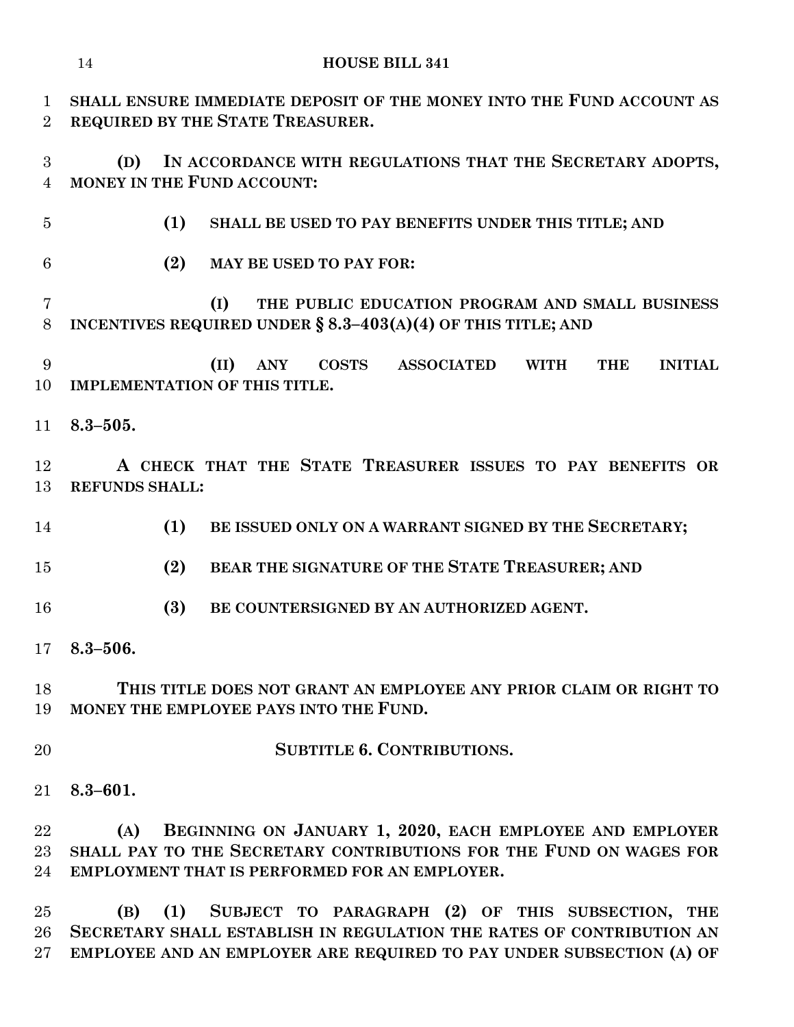**SHALL ENSURE IMMEDIATE DEPOSIT OF THE MONEY INTO THE FUND ACCOUNT AS REQUIRED BY THE STATE TREASURER.**

**(D) IN ACCORDANCE WITH REGULATIONS THAT THE SECRETARY ADOPTS, MONEY IN THE FUND ACCOUNT:**

**(1) SHALL BE USED TO PAY BENEFITS UNDER THIS TITLE; AND**

**(2) MAY BE USED TO PAY FOR:**

**(I) THE PUBLIC EDUCATION PROGRAM AND SMALL BUSINESS INCENTIVES REQUIRED UNDER § 8.3–403(A)(4) OF THIS TITLE; AND**

**(II) ANY COSTS ASSOCIATED WITH THE INITIAL IMPLEMENTATION OF THIS TITLE.**

**8.3–505.**

**A CHECK THAT THE STATE TREASURER ISSUES TO PAY BENEFITS OR REFUNDS SHALL:**

**(1) BE ISSUED ONLY ON A WARRANT SIGNED BY THE SECRETARY;**

**(2) BEAR THE SIGNATURE OF THE STATE TREASURER; AND**

**(3) BE COUNTERSIGNED BY AN AUTHORIZED AGENT.**

**8.3–506.**

**THIS TITLE DOES NOT GRANT AN EMPLOYEE ANY PRIOR CLAIM OR RIGHT TO MONEY THE EMPLOYEE PAYS INTO THE FUND.**

**SUBTITLE 6. CONTRIBUTIONS.**

**8.3–601.**

**(A) BEGINNING ON JANUARY 1, 2020, EACH EMPLOYEE AND EMPLOYER SHALL PAY TO THE SECRETARY CONTRIBUTIONS FOR THE FUND ON WAGES FOR EMPLOYMENT THAT IS PERFORMED FOR AN EMPLOYER.**

**(B) (1) SUBJECT TO PARAGRAPH (2) OF THIS SUBSECTION, THE SECRETARY SHALL ESTABLISH IN REGULATION THE RATES OF CONTRIBUTION AN EMPLOYEE AND AN EMPLOYER ARE REQUIRED TO PAY UNDER SUBSECTION (A) OF**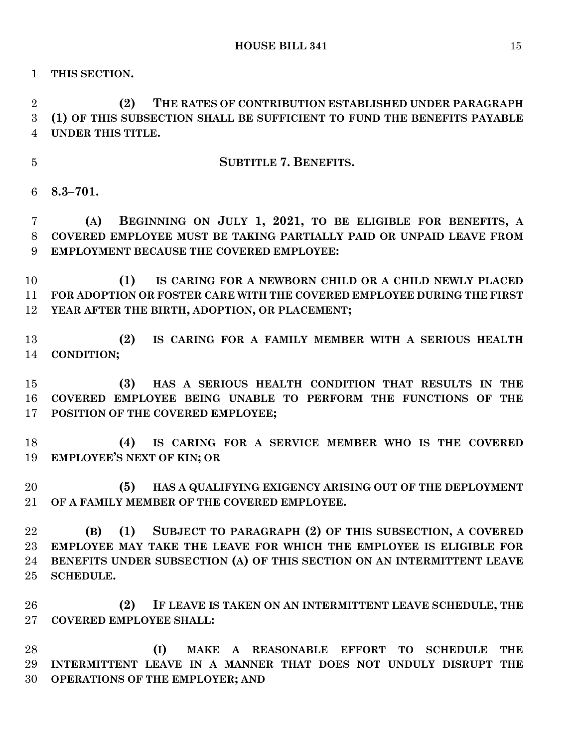**THIS SECTION.**

**(2) THE RATES OF CONTRIBUTION ESTABLISHED UNDER PARAGRAPH (1) OF THIS SUBSECTION SHALL BE SUFFICIENT TO FUND THE BENEFITS PAYABLE UNDER THIS TITLE.**

**SUBTITLE 7. BENEFITS.**

**8.3–701.**

**(A) BEGINNING ON JULY 1, 2021, TO BE ELIGIBLE FOR BENEFITS, A COVERED EMPLOYEE MUST BE TAKING PARTIALLY PAID OR UNPAID LEAVE FROM EMPLOYMENT BECAUSE THE COVERED EMPLOYEE:**

**(1) IS CARING FOR A NEWBORN CHILD OR A CHILD NEWLY PLACED FOR ADOPTION OR FOSTER CARE WITH THE COVERED EMPLOYEE DURING THE FIRST YEAR AFTER THE BIRTH, ADOPTION, OR PLACEMENT;**

**(2) IS CARING FOR A FAMILY MEMBER WITH A SERIOUS HEALTH CONDITION;**

**(3) HAS A SERIOUS HEALTH CONDITION THAT RESULTS IN THE COVERED EMPLOYEE BEING UNABLE TO PERFORM THE FUNCTIONS OF THE POSITION OF THE COVERED EMPLOYEE;**

**(4) IS CARING FOR A SERVICE MEMBER WHO IS THE COVERED EMPLOYEE'S NEXT OF KIN; OR**

**(5) HAS A QUALIFYING EXIGENCY ARISING OUT OF THE DEPLOYMENT OF A FAMILY MEMBER OF THE COVERED EMPLOYEE.**

**(B) (1) SUBJECT TO PARAGRAPH (2) OF THIS SUBSECTION, A COVERED EMPLOYEE MAY TAKE THE LEAVE FOR WHICH THE EMPLOYEE IS ELIGIBLE FOR BENEFITS UNDER SUBSECTION (A) OF THIS SECTION ON AN INTERMITTENT LEAVE SCHEDULE.**

**(2) IF LEAVE IS TAKEN ON AN INTERMITTENT LEAVE SCHEDULE, THE COVERED EMPLOYEE SHALL:**

**(I) MAKE A REASONABLE EFFORT TO SCHEDULE THE INTERMITTENT LEAVE IN A MANNER THAT DOES NOT UNDULY DISRUPT THE OPERATIONS OF THE EMPLOYER; AND**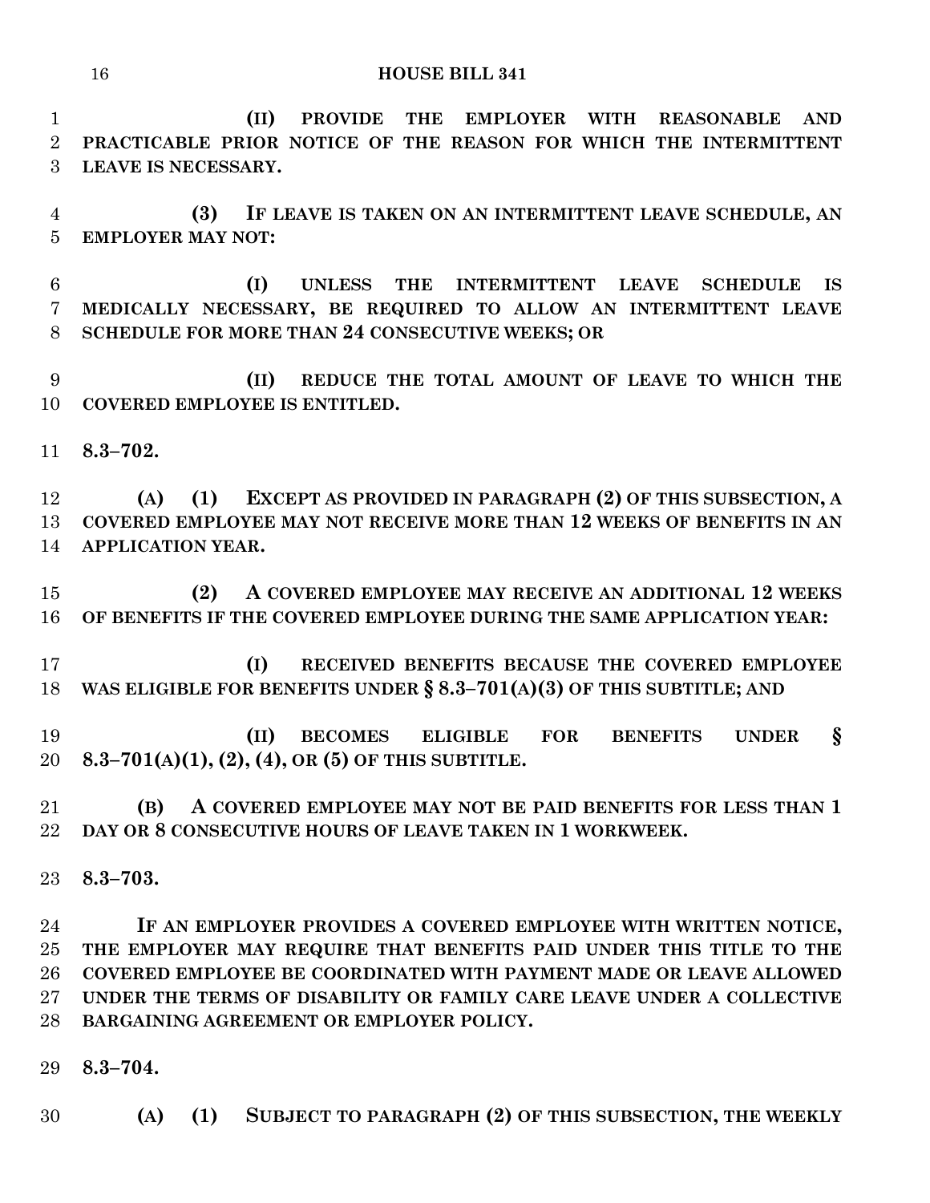**(II) PROVIDE THE EMPLOYER WITH REASONABLE AND PRACTICABLE PRIOR NOTICE OF THE REASON FOR WHICH THE INTERMITTENT LEAVE IS NECESSARY.**

**(3) IF LEAVE IS TAKEN ON AN INTERMITTENT LEAVE SCHEDULE, AN EMPLOYER MAY NOT:**

**(I) UNLESS THE INTERMITTENT LEAVE SCHEDULE IS MEDICALLY NECESSARY, BE REQUIRED TO ALLOW AN INTERMITTENT LEAVE SCHEDULE FOR MORE THAN 24 CONSECUTIVE WEEKS; OR**

**(II) REDUCE THE TOTAL AMOUNT OF LEAVE TO WHICH THE COVERED EMPLOYEE IS ENTITLED.**

**8.3–702.**

**(A) (1) EXCEPT AS PROVIDED IN PARAGRAPH (2) OF THIS SUBSECTION, A COVERED EMPLOYEE MAY NOT RECEIVE MORE THAN 12 WEEKS OF BENEFITS IN AN APPLICATION YEAR.**

**(2) A COVERED EMPLOYEE MAY RECEIVE AN ADDITIONAL 12 WEEKS OF BENEFITS IF THE COVERED EMPLOYEE DURING THE SAME APPLICATION YEAR:**

**(I) RECEIVED BENEFITS BECAUSE THE COVERED EMPLOYEE WAS ELIGIBLE FOR BENEFITS UNDER § 8.3–701(A)(3) OF THIS SUBTITLE; AND**

**(II) BECOMES ELIGIBLE FOR BENEFITS UNDER § 8.3–701(A)(1), (2), (4), OR (5) OF THIS SUBTITLE.**

**(B) A COVERED EMPLOYEE MAY NOT BE PAID BENEFITS FOR LESS THAN 1 DAY OR 8 CONSECUTIVE HOURS OF LEAVE TAKEN IN 1 WORKWEEK.**

**8.3–703.**

**IF AN EMPLOYER PROVIDES A COVERED EMPLOYEE WITH WRITTEN NOTICE, THE EMPLOYER MAY REQUIRE THAT BENEFITS PAID UNDER THIS TITLE TO THE COVERED EMPLOYEE BE COORDINATED WITH PAYMENT MADE OR LEAVE ALLOWED UNDER THE TERMS OF DISABILITY OR FAMILY CARE LEAVE UNDER A COLLECTIVE BARGAINING AGREEMENT OR EMPLOYER POLICY.**

**8.3–704.**

**(A) (1) SUBJECT TO PARAGRAPH (2) OF THIS SUBSECTION, THE WEEKLY**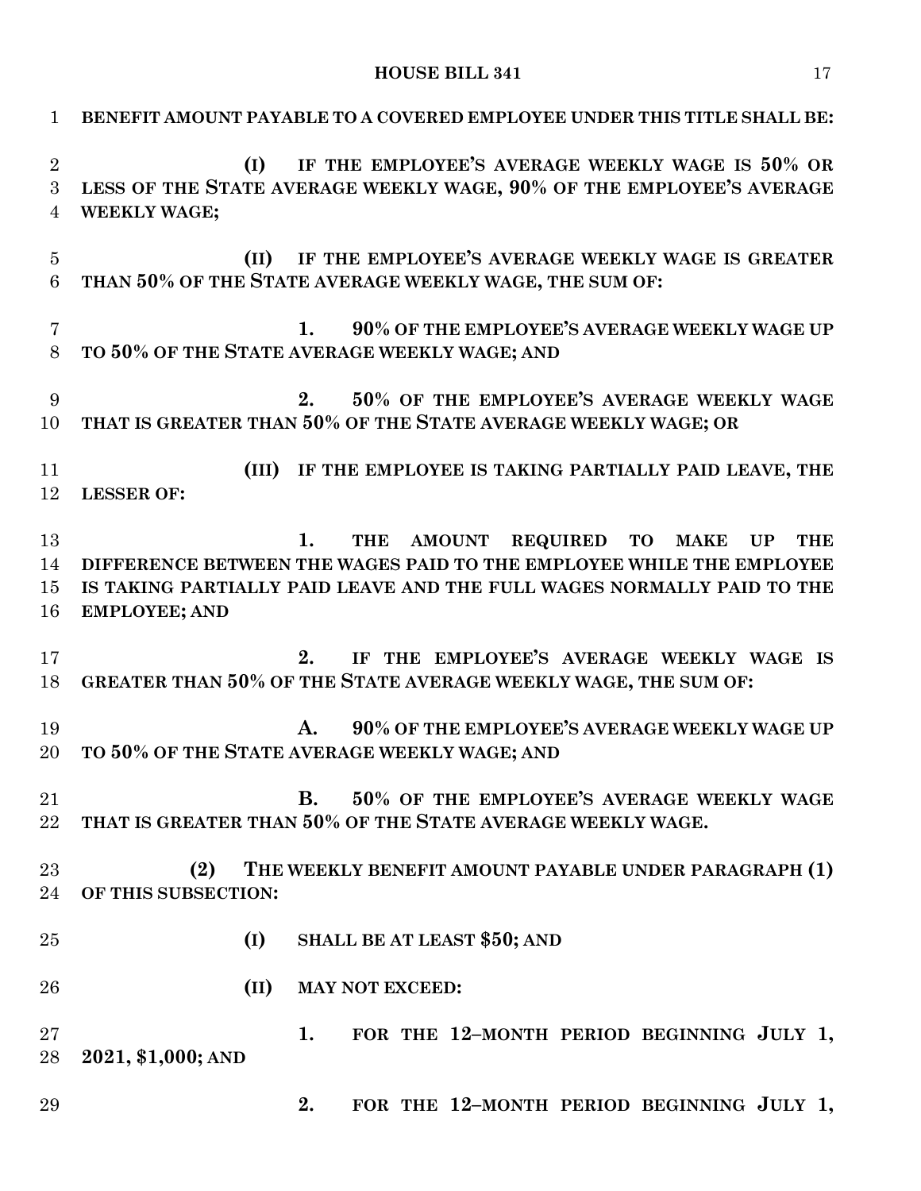BENEFIT AMOUNT PAYABLE TO A COVERED EMPLOYEE UNDER THIS TITLE SHALL BE:

(I) IF THE EMPLOYEE'S AVERAGE WEEKLY WAGE IS 50% OR LESS OF THE STATE AVERAGE WEEKLY WAGE, 90% OF THE EMPLOYEE'S AVERAGE WEEKLY WAGE;

(II) IF THE EMPLOYEE'S AVERAGE WEEKLY WAGE IS GREATER THAN 50% OF THE STATE AVERAGE WEEKLY WAGE, THE SUM OF:

1. 90% OF THE EMPLOYEE'S AVERAGE WEEKLY WAGE UP TO 50% OF THE STATE AVERAGE WEEKLY WAGE; AND

2. 50% OF THE EMPLOYEE'S AVERAGE WEEKLY WAGE THAT IS GREATER THAN 50% OF THE STATE AVERAGE WEEKLY WAGE; OR

(III) IF THE EMPLOYEE IS TAKING PARTIALLY PAID LEAVE, THE LESSER OF:

1. THE AMOUNT REQUIRED TO MAKE UP THE DIFFERENCE BETWEEN THE WAGES PAID TO THE EMPLOYEE WHILE THE EMPLOYEE IS TAKING PARTIALLY PAID LEAVE AND THE FULL WAGES NORMALLY PAID TO THE EMPLOYEE; AND

2. IF THE EMPLOYEE'S AVERAGE WEEKLY WAGE IS GREATER THAN 50% OF THE STATE AVERAGE WEEKLY WAGE, THE SUM OF:

A. 90% OF THE EMPLOYEE'S AVERAGE WEEKLY WAGE UP TO 50% OF THE STATE AVERAGE WEEKLY WAGE; AND

B. 50% OF THE EMPLOYEE'S AVERAGE WEEKLY WAGE THAT IS GREATER THAN 50% OF THE STATE AVERAGE WEEKLY WAGE.

(2) THE WEEKLY BENEFIT AMOUNT PAYABLE UNDER PARAGRAPH (1) OF THIS SUBSECTION:

(I) SHALL BE AT LEAST $50; AND

(II) MAY NOT EXCEED:

1. FOR THE 12–MONTH PERIOD BEGINNING JULY 1, 2021, $1,000; AND

2. FOR THE 12–MONTH PERIOD BEGINNING JULY 1,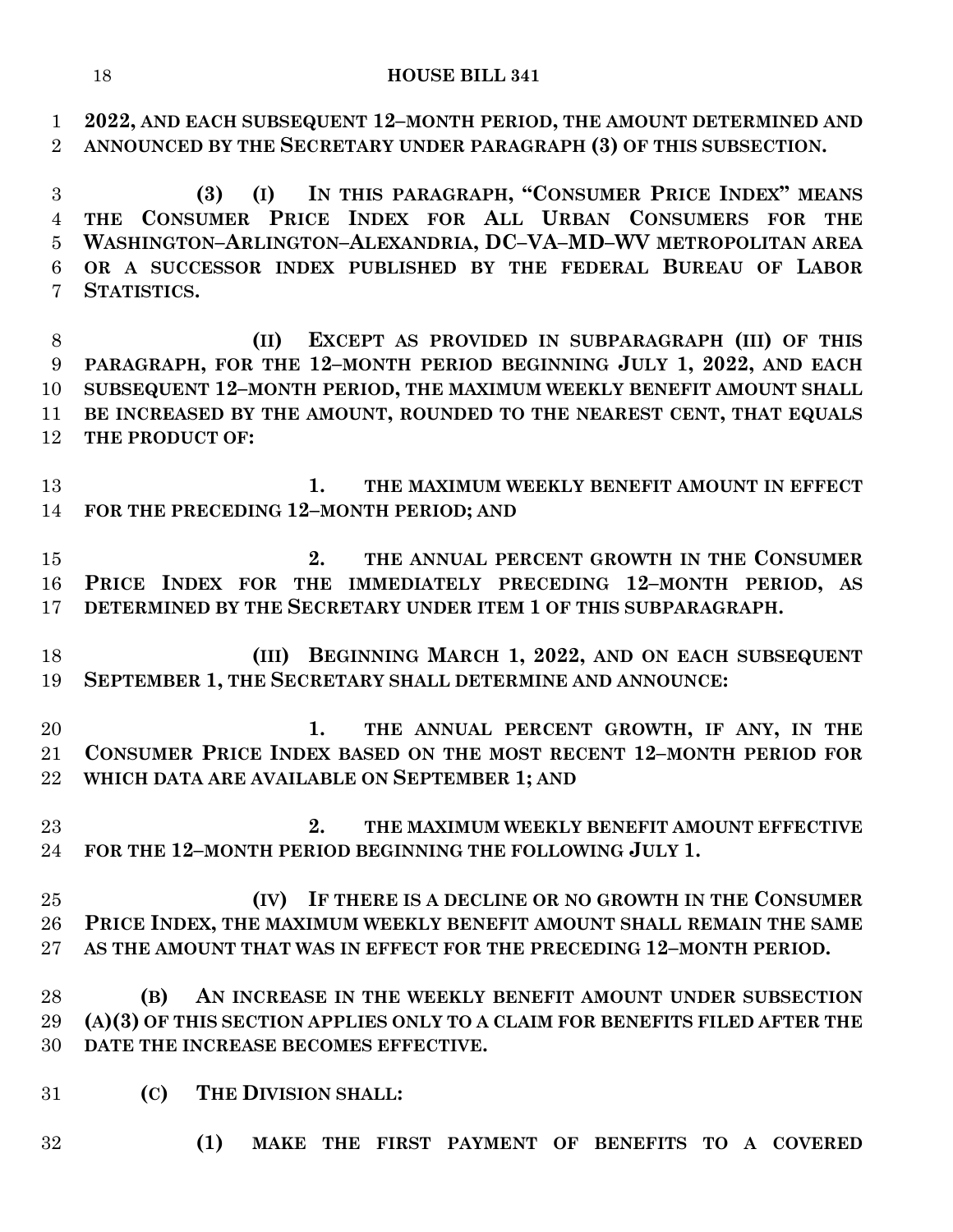**2022, AND EACH SUBSEQUENT 12–MONTH PERIOD, THE AMOUNT DETERMINED AND ANNOUNCED BY THE SECRETARY UNDER PARAGRAPH (3) OF THIS SUBSECTION.**

**(3) (I) IN THIS PARAGRAPH, "CONSUMER PRICE INDEX" MEANS THE CONSUMER PRICE INDEX FOR ALL URBAN CONSUMERS FOR THE WASHINGTON–ARLINGTON–ALEXANDRIA, DC–VA–MD–WV METROPOLITAN AREA OR A SUCCESSOR INDEX PUBLISHED BY THE FEDERAL BUREAU OF LABOR STATISTICS.**

**(II) EXCEPT AS PROVIDED IN SUBPARAGRAPH (III) OF THIS PARAGRAPH, FOR THE 12–MONTH PERIOD BEGINNING JULY 1, 2022, AND EACH SUBSEQUENT 12–MONTH PERIOD, THE MAXIMUM WEEKLY BENEFIT AMOUNT SHALL BE INCREASED BY THE AMOUNT, ROUNDED TO THE NEAREST CENT, THAT EQUALS THE PRODUCT OF:**

**1. THE MAXIMUM WEEKLY BENEFIT AMOUNT IN EFFECT FOR THE PRECEDING 12–MONTH PERIOD; AND**

**2. THE ANNUAL PERCENT GROWTH IN THE CONSUMER PRICE INDEX FOR THE IMMEDIATELY PRECEDING 12–MONTH PERIOD, AS DETERMINED BY THE SECRETARY UNDER ITEM 1 OF THIS SUBPARAGRAPH.**

**(III) BEGINNING MARCH 1, 2022, AND ON EACH SUBSEQUENT SEPTEMBER 1, THE SECRETARY SHALL DETERMINE AND ANNOUNCE:**

**1. THE ANNUAL PERCENT GROWTH, IF ANY, IN THE CONSUMER PRICE INDEX BASED ON THE MOST RECENT 12–MONTH PERIOD FOR WHICH DATA ARE AVAILABLE ON SEPTEMBER 1; AND**

**2. THE MAXIMUM WEEKLY BENEFIT AMOUNT EFFECTIVE FOR THE 12–MONTH PERIOD BEGINNING THE FOLLOWING JULY 1.**

**(IV) IF THERE IS A DECLINE OR NO GROWTH IN THE CONSUMER PRICE INDEX, THE MAXIMUM WEEKLY BENEFIT AMOUNT SHALL REMAIN THE SAME AS THE AMOUNT THAT WAS IN EFFECT FOR THE PRECEDING 12–MONTH PERIOD.**

**(B) AN INCREASE IN THE WEEKLY BENEFIT AMOUNT UNDER SUBSECTION (A)(3) OF THIS SECTION APPLIES ONLY TO A CLAIM FOR BENEFITS FILED AFTER THE DATE THE INCREASE BECOMES EFFECTIVE.**

**(C) THE DIVISION SHALL:**

**(1) MAKE THE FIRST PAYMENT OF BENEFITS TO A COVERED**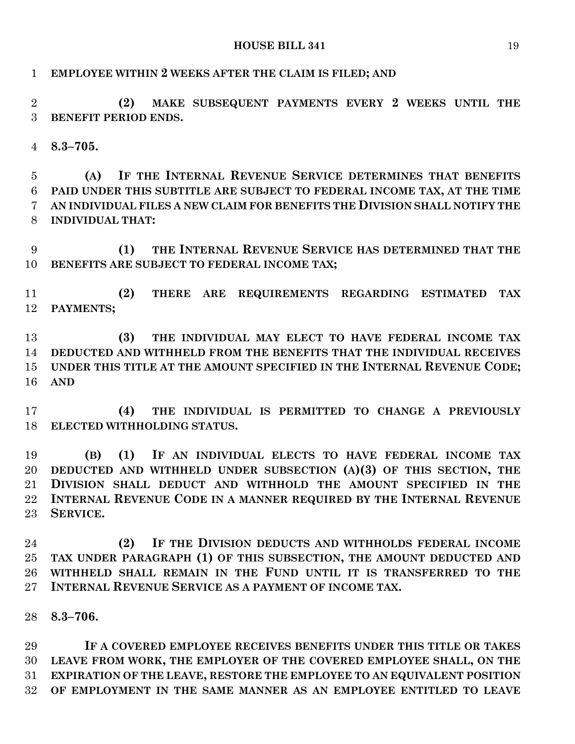**EMPLOYEE WITHIN 2 WEEKS AFTER THE CLAIM IS FILED; AND**

**(2) MAKE SUBSEQUENT PAYMENTS EVERY 2 WEEKS UNTIL THE BENEFIT PERIOD ENDS.**

**8.3–705.**

**(A) IF THE INTERNAL REVENUE SERVICE DETERMINES THAT BENEFITS PAID UNDER THIS SUBTITLE ARE SUBJECT TO FEDERAL INCOME TAX, AT THE TIME AN INDIVIDUAL FILES A NEW CLAIM FOR BENEFITS THE DIVISION SHALL NOTIFY THE INDIVIDUAL THAT:**

**(1) THE INTERNAL REVENUE SERVICE HAS DETERMINED THAT THE BENEFITS ARE SUBJECT TO FEDERAL INCOME TAX;**

**(2) THERE ARE REQUIREMENTS REGARDING ESTIMATED TAX PAYMENTS;**

**(3) THE INDIVIDUAL MAY ELECT TO HAVE FEDERAL INCOME TAX DEDUCTED AND WITHHELD FROM THE BENEFITS THAT THE INDIVIDUAL RECEIVES UNDER THIS TITLE AT THE AMOUNT SPECIFIED IN THE INTERNAL REVENUE CODE; AND**

**(4) THE INDIVIDUAL IS PERMITTED TO CHANGE A PREVIOUSLY ELECTED WITHHOLDING STATUS.**

**(B) (1) IF AN INDIVIDUAL ELECTS TO HAVE FEDERAL INCOME TAX DEDUCTED AND WITHHELD UNDER SUBSECTION (A)(3) OF THIS SECTION, THE DIVISION SHALL DEDUCT AND WITHHOLD THE AMOUNT SPECIFIED IN THE INTERNAL REVENUE CODE IN A MANNER REQUIRED BY THE INTERNAL REVENUE SERVICE.**

**(2) IF THE DIVISION DEDUCTS AND WITHHOLDS FEDERAL INCOME TAX UNDER PARAGRAPH (1) OF THIS SUBSECTION, THE AMOUNT DEDUCTED AND WITHHELD SHALL REMAIN IN THE FUND UNTIL IT IS TRANSFERRED TO THE INTERNAL REVENUE SERVICE AS A PAYMENT OF INCOME TAX.**

**8.3–706.**

**IF A COVERED EMPLOYEE RECEIVES BENEFITS UNDER THIS TITLE OR TAKES LEAVE FROM WORK, THE EMPLOYER OF THE COVERED EMPLOYEE SHALL, ON THE EXPIRATION OF THE LEAVE, RESTORE THE EMPLOYEE TO AN EQUIVALENT POSITION OF EMPLOYMENT IN THE SAME MANNER AS AN EMPLOYEE ENTITLED TO LEAVE**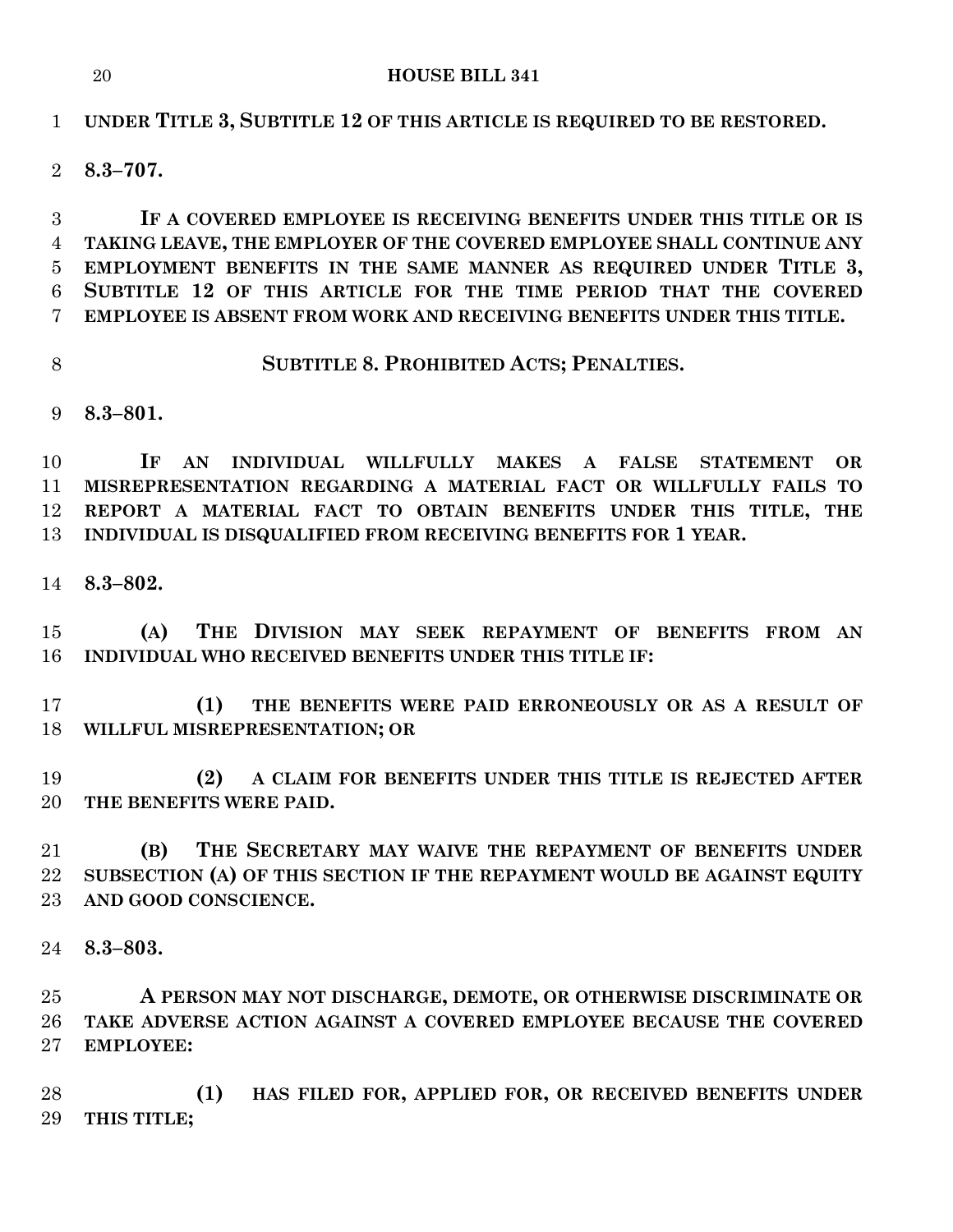**UNDER TITLE 3, SUBTITLE 12 OF THIS ARTICLE IS REQUIRED TO BE RESTORED.**

**8.3–707.**

**IF A COVERED EMPLOYEE IS RECEIVING BENEFITS UNDER THIS TITLE OR IS TAKING LEAVE, THE EMPLOYER OF THE COVERED EMPLOYEE SHALL CONTINUE ANY EMPLOYMENT BENEFITS IN THE SAME MANNER AS REQUIRED UNDER TITLE 3, SUBTITLE 12 OF THIS ARTICLE FOR THE TIME PERIOD THAT THE COVERED EMPLOYEE IS ABSENT FROM WORK AND RECEIVING BENEFITS UNDER THIS TITLE.**

## **SUBTITLE 8. PROHIBITED ACTS; PENALTIES.**

**8.3–801.**

**IF AN INDIVIDUAL WILLFULLY MAKES A FALSE STATEMENT OR MISREPRESENTATION REGARDING A MATERIAL FACT OR WILLFULLY FAILS TO REPORT A MATERIAL FACT TO OBTAIN BENEFITS UNDER THIS TITLE, THE INDIVIDUAL IS DISQUALIFIED FROM RECEIVING BENEFITS FOR 1 YEAR.**

**8.3–802.**

**(A) THE DIVISION MAY SEEK REPAYMENT OF BENEFITS FROM AN INDIVIDUAL WHO RECEIVED BENEFITS UNDER THIS TITLE IF:**

**(1) THE BENEFITS WERE PAID ERRONEOUSLY OR AS A RESULT OF WILLFUL MISREPRESENTATION; OR**

**(2) A CLAIM FOR BENEFITS UNDER THIS TITLE IS REJECTED AFTER THE BENEFITS WERE PAID.**

**(B) THE SECRETARY MAY WAIVE THE REPAYMENT OF BENEFITS UNDER SUBSECTION (A) OF THIS SECTION IF THE REPAYMENT WOULD BE AGAINST EQUITY AND GOOD CONSCIENCE.**

**8.3–803.**

**A PERSON MAY NOT DISCHARGE, DEMOTE, OR OTHERWISE DISCRIMINATE OR TAKE ADVERSE ACTION AGAINST A COVERED EMPLOYEE BECAUSE THE COVERED EMPLOYEE:**

**(1) HAS FILED FOR, APPLIED FOR, OR RECEIVED BENEFITS UNDER THIS TITLE;**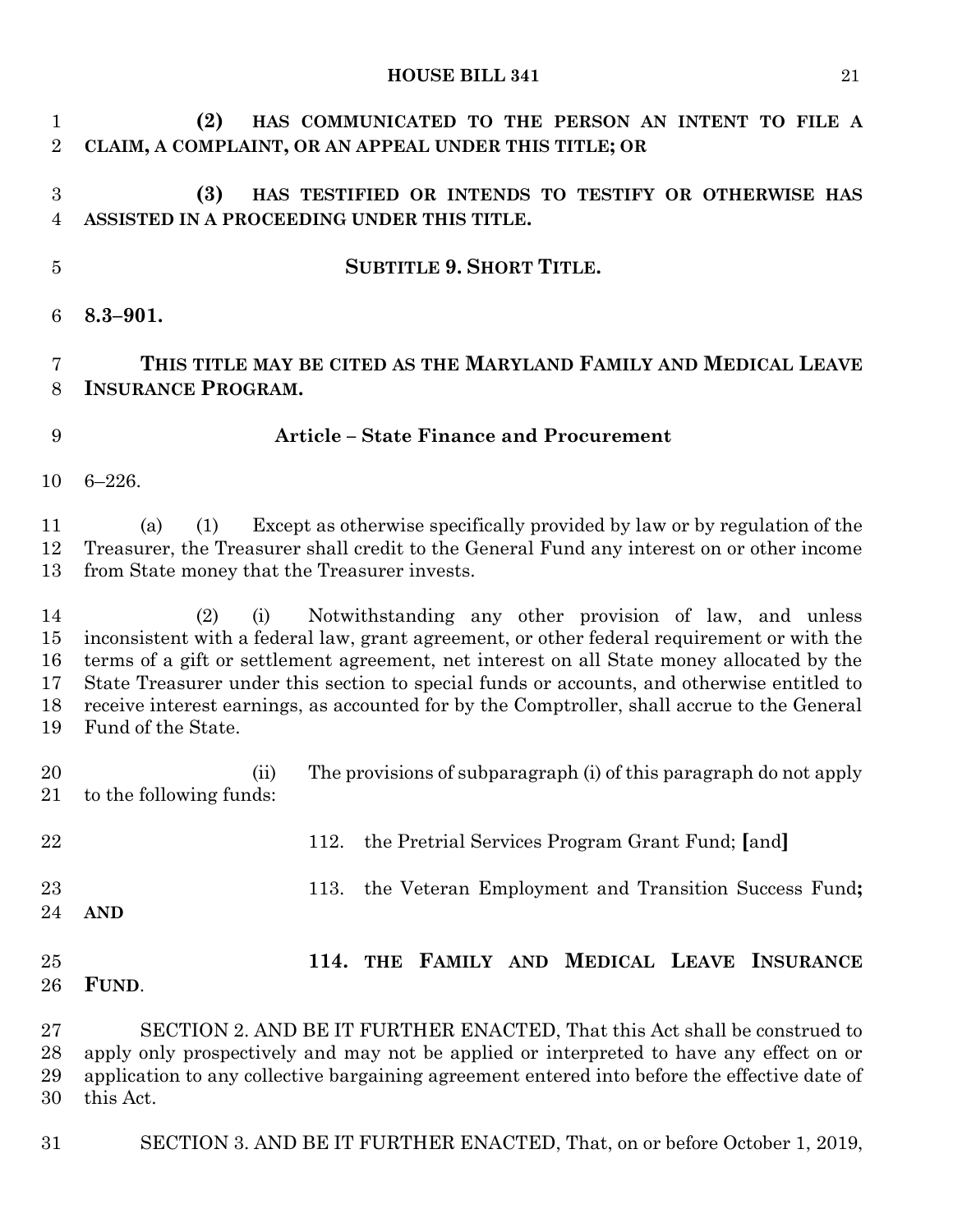**(2) HAS COMMUNICATED TO THE PERSON AN INTENT TO FILE A CLAIM, A COMPLAINT, OR AN APPEAL UNDER THIS TITLE; OR**

**(3) HAS TESTIFIED OR INTENDS TO TESTIFY OR OTHERWISE HAS ASSISTED IN A PROCEEDING UNDER THIS TITLE.**

**SUBTITLE 9. SHORT TITLE.**

**8.3–901.**

**THIS TITLE MAY BE CITED AS THE MARYLAND FAMILY AND MEDICAL LEAVE INSURANCE PROGRAM.**

**Article – State Finance and Procurement**

6–226.

(a) (1) Except as otherwise specifically provided by law or by regulation of the Treasurer, the Treasurer shall credit to the General Fund any interest on or other income from State money that the Treasurer invests.

(2) (i) Notwithstanding any other provision of law, and unless inconsistent with a federal law, grant agreement, or other federal requirement or with the terms of a gift or settlement agreement, net interest on all State money allocated by the State Treasurer under this section to special funds or accounts, and otherwise entitled to receive interest earnings, as accounted for by the Comptroller, shall accrue to the General Fund of the State.

(ii) The provisions of subparagraph (i) of this paragraph do not apply to the following funds:

112. the Pretrial Services Program Grant Fund; **[**and**]**

113. the Veteran Employment and Transition Success Fund**; AND**

**114. THE FAMILY AND MEDICAL LEAVE INSURANCE FUND**.

SECTION 2. AND BE IT FURTHER ENACTED, That this Act shall be construed to apply only prospectively and may not be applied or interpreted to have any effect on or application to any collective bargaining agreement entered into before the effective date of this Act.

SECTION 3. AND BE IT FURTHER ENACTED, That, on or before October 1, 2019,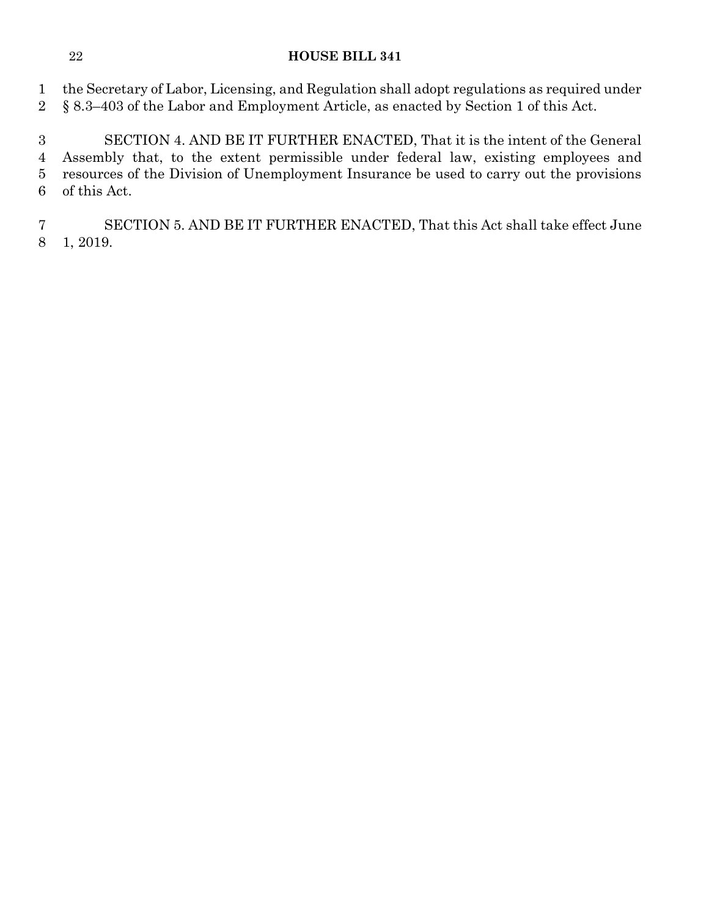the Secretary of Labor, Licensing, and Regulation shall adopt regulations as required under § 8.3–403 of the Labor and Employment Article, as enacted by Section 1 of this Act.

SECTION 4. AND BE IT FURTHER ENACTED, That it is the intent of the General Assembly that, to the extent permissible under federal law, existing employees and resources of the Division of Unemployment Insurance be used to carry out the provisions of this Act.

SECTION 5. AND BE IT FURTHER ENACTED, That this Act shall take effect June 1, 2019.